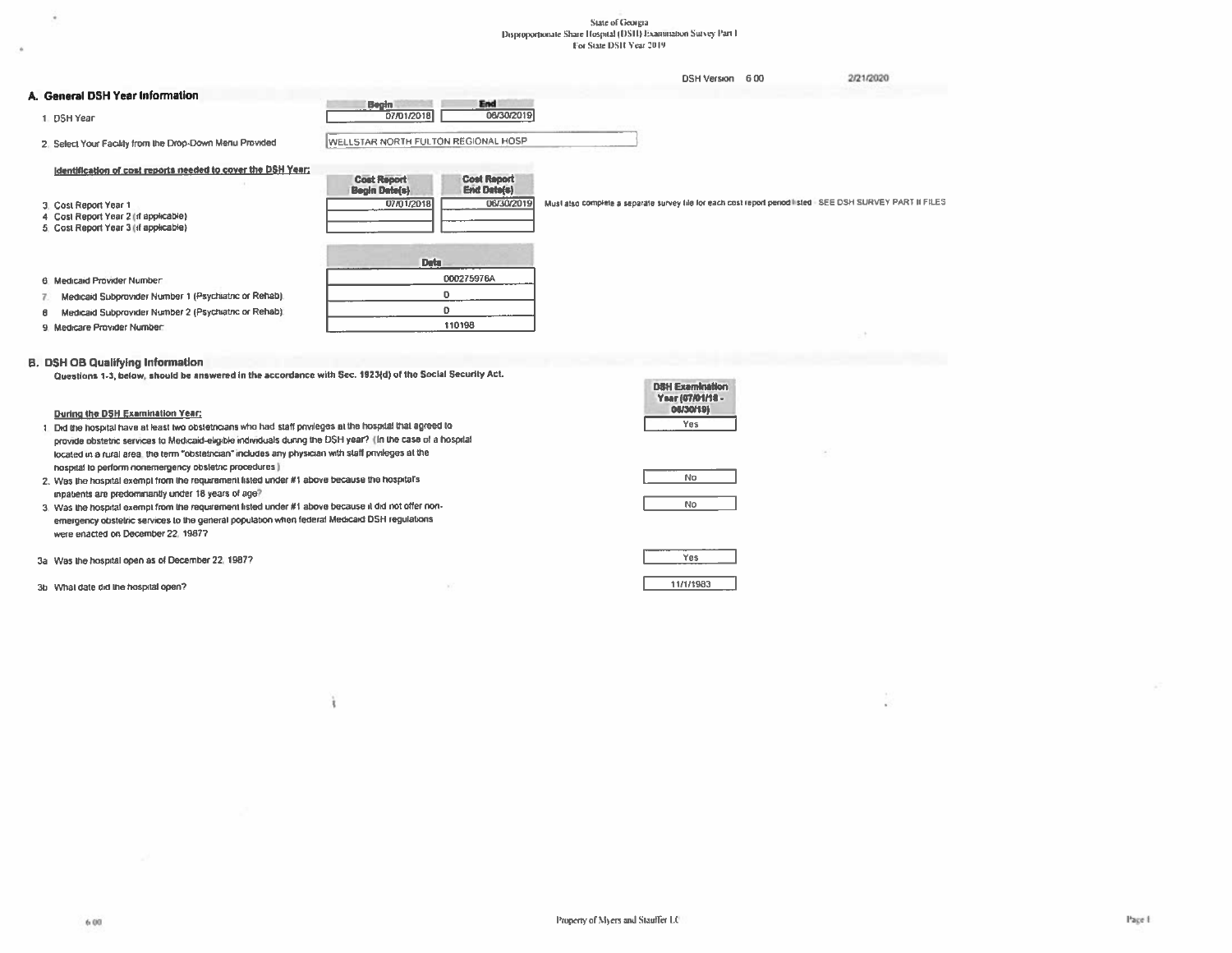State of Georgia
Disproportionate Share Hospital (DSH) Examination Survey Part I
For State DSH Year 2019

DSH Version 6.00 2/21/2020

## A. General DSH Year Information

| | Begin | End |
|---|---|---|
| 1. DSH Year | 07/01/2018 | 06/30/2019 |

2. Select Your Facility from the Drop-Down Menu Provided: WELLSTAR NORTH FULTON REGIONAL HOSP

**Identification of cost reports needed to cover the DSH Year:**

| | Cost Report Begin Date(s) | Cost Report End Date(s) | |
|---|---|---|---|
| 3. Cost Report Year 1 | 07/01/2018 | 06/30/2019 | Must also complete a separate survey file for each cost report period listed - SEE DSH SURVEY PART II FILES |
| 4. Cost Report Year 2 (if applicable) | | | |
| 5. Cost Report Year 3 (if applicable) | | | |

| | Data |
|---|---|
| 6. Medicaid Provider Number: | 000275976A |
| 7. Medicaid Subprovider Number 1 (Psychiatric or Rehab): | 0 |
| 8. Medicaid Subprovider Number 2 (Psychiatric or Rehab): | 0 |
| 9. Medicare Provider Number: | 110198 |

## B. DSH OB Qualifying Information

**Questions 1-3, below, should be answered in the accordance with Sec. 1923(d) of the Social Security Act.**

| During the DSH Examination Year: | DSH Examination Year (07/01/18 - 06/30/19) |
|---|---|
| 1. Did the hospital have at least two obstetricians who had staff privileges at the hospital that agreed to provide obstetric services to Medicaid-eligible individuals during the DSH year? (In the case of a hospital located in a rural area, the term "obstetrician" includes any physician with staff privileges at the hospital to perform nonemergency obstetric procedures.) | Yes |
| 2. Was the hospital exempt from the requirement listed under #1 above because the hospital's inpatients are predominantly under 18 years of age? | No |
| 3. Was the hospital exempt from the requirement listed under #1 above because it did not offer non-emergency obstetric services to the general population when federal Medicaid DSH regulations were enacted on December 22, 1987? | No |
| 3a. Was the hospital open as of December 22, 1987? | Yes |
| 3b. What date did the hospital open? | 11/1/1983 |

Property of Myers and Stauffer LC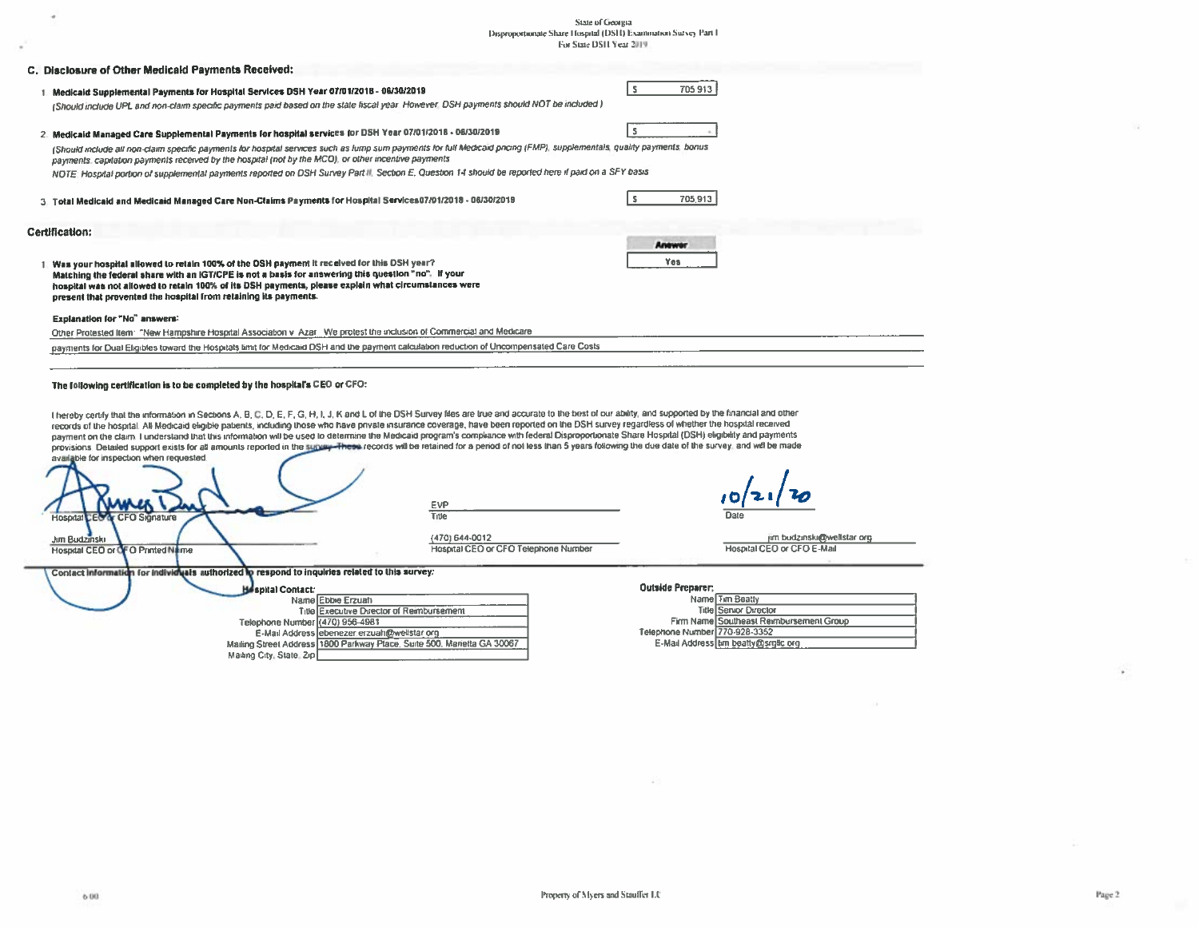## C. Disclosure of Other Medicaid Payments Received:

1. **Medicaid Supplemental Payments for Hospital Services DSH Year 07/01/2018 - 06/30/2019** | $ 705,913

   *(Should include UPL and non-claim specific payments paid based on the state fiscal year. However, DSH payments should NOT be included.)*

2. **Medicaid Managed Care Supplemental Payments for hospital services for DSH Year 07/01/2018 - 06/30/2019** | $ -

   *(Should include all non-claim specific payments for hospital services such as lump sum payments for full Medicaid pricing (FMP), supplementals, quality payments, bonus payments, capitation payments received by the hospital (not by the MCO), or other incentive payments.*

   *NOTE: Hospital portion of supplemental payments reported on DSH Survey Part II, Section E, Question 14 should be reported here if paid on a SFY basis.*

3. **Total Medicaid and Medicaid Managed Care Non-Claims Payments for Hospital Services 07/01/2018 - 06/30/2019** | $ 705,913

## Certification:

| | Answer |
|---|---|
| 1. **Was your hospital allowed to retain 100% of the DSH payment it received for this DSH year? Matching the federal share with an IGT/CPE is not a basis for answering this question "no". If your hospital was not allowed to retain 100% of its DSH payments, please explain what circumstances were present that prevented the hospital from retaining its payments.** | Yes |

**Explanation for "No" answers:**

Other Protested Item: "New Hampshire Hospital Association v. Azar". We protest the inclusion of Commercial and Medicare payments for Dual Eligibles toward the Hospitals limit for Medicaid DSH and the payment calculation reduction of Uncompensated Care Costs.

**The following certification is to be completed by the hospital's CEO or CFO:**

I hereby certify that the information in Sections A, B, C, D, E, F, G, H, I, J, K and L of the DSH Survey files are true and accurate to the best of our ability, and supported by the financial and other records of the hospital. All Medicaid eligible patients, including those who have private insurance coverage, have been reported on the DSH survey regardless of whether the hospital received payment on the claim. I understand that this information will be used to determine the Medicaid program's compliance with federal Disproportionate Share Hospital (DSH) eligibility and payments provisions. Detailed support exists for all amounts reported in the survey. These records will be retained for a period of not less than 5 years following the due date of the survey, and will be made available for inspection when requested.

| | | |
|---|---|---|
| [Signature] | EVP | 10/21/20 |
| Hospital CEO or CFO Signature | Title | Date |
| Jim Budzinski | (470) 644-0012 | jim.budzinski@wellstar.org |
| Hospital CEO or CFO Printed Name | Hospital CEO or CFO Telephone Number | Hospital CEO or CFO E-Mail |

**Contact Information for individuals authorized to respond to inquiries related to this survey:**

**Hospital Contact:**

| | |
|---|---|
| Name | Ebbie Erzuah |
| Title | Executive Director of Reimbursement |
| Telephone Number | (470) 956-4981 |
| E-Mail Address | ebenezer.erzuah@wellstar.org |
| Mailing Street Address | 1800 Parkway Place, Suite 500, Marietta GA 30067 |
| Mailing City, State, Zip | |

**Outside Preparer:**

| | |
|---|---|
| Name | Tim Beatty |
| Title | Senior Director |
| Firm Name | Southeast Reimbursement Group |
| Telephone Number | 770-928-3352 |
| E-Mail Address | tim.beatty@srgllc.org |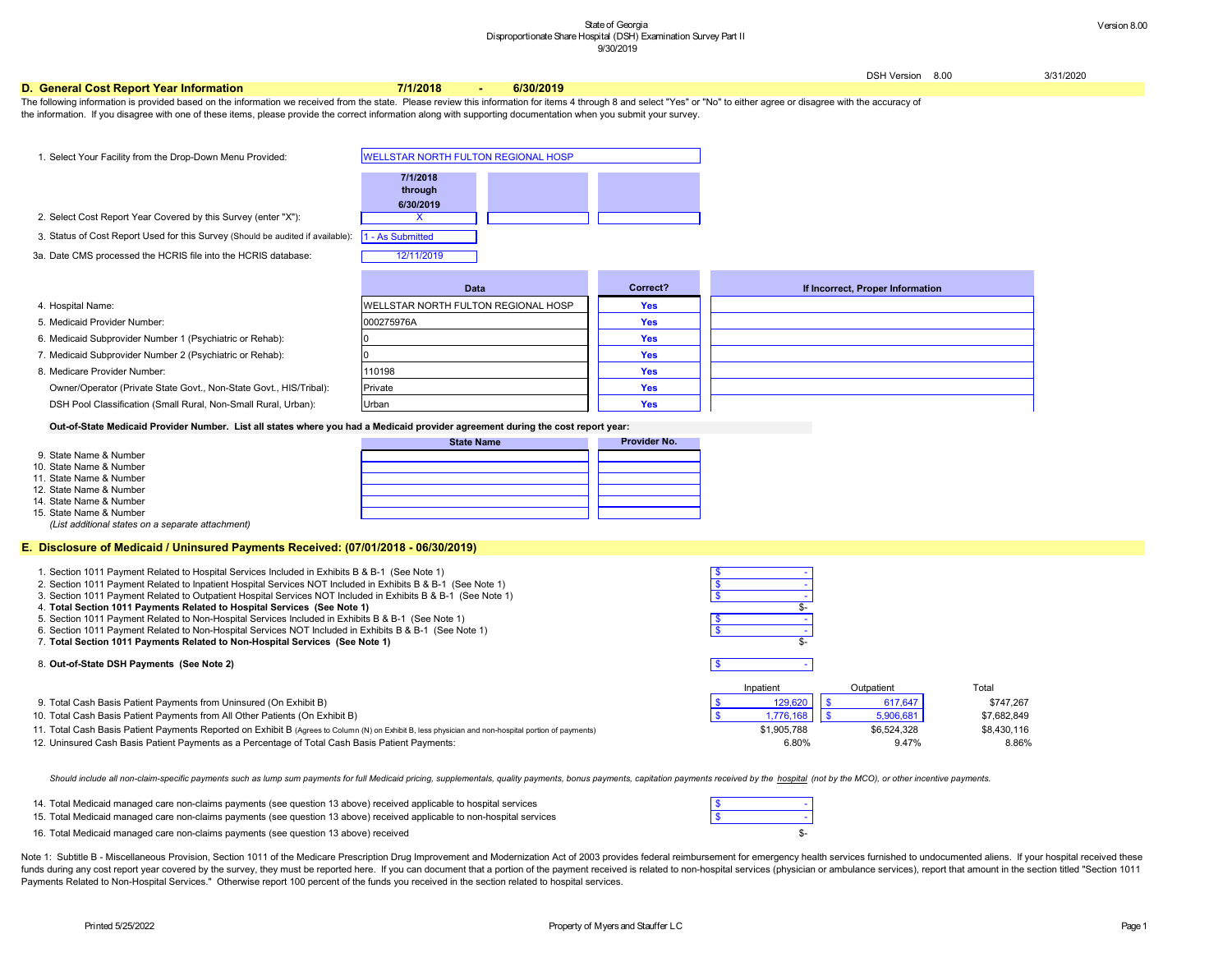State of Georgia
Disproportionate Share Hospital (DSH) Examination Survey Part II
9/30/2019

DSH Version 8.00 3/31/2020

## D. General Cost Report Year Information 7/1/2018 - 6/30/2019

The following information is provided based on the information we received from the state. Please review this information for items 4 through 8 and select "Yes" or "No" to either agree or disagree with the accuracy of the information. If you disagree with one of these items, please provide the correct information along with supporting documentation when you submit your survey.

1. Select Your Facility from the Drop-Down Menu Provided: WELLSTAR NORTH FULTON REGIONAL HOSP

| | 7/1/2018 through 6/30/2019 | | |
|---|---|---|---|
| 2. Select Cost Report Year Covered by this Survey (enter "X"): | X | | |

3. Status of Cost Report Used for this Survey (Should be audited if available): 1 - As Submitted

3a. Date CMS processed the HCRIS file into the HCRIS database: 12/11/2019

| | Data | Correct? | If Incorrect, Proper Information |
|---|---|---|---|
| 4. Hospital Name: | WELLSTAR NORTH FULTON REGIONAL HOSP | Yes | |
| 5. Medicaid Provider Number: | 000275976A | Yes | |
| 6. Medicaid Subprovider Number 1 (Psychiatric or Rehab): | 0 | Yes | |
| 7. Medicaid Subprovider Number 2 (Psychiatric or Rehab): | 0 | Yes | |
| 8. Medicare Provider Number: | 110198 | Yes | |
| Owner/Operator (Private State Govt., Non-State Govt., HIS/Tribal): | Private | Yes | |
| DSH Pool Classification (Small Rural, Non-Small Rural, Urban): | Urban | Yes | |

**Out-of-State Medicaid Provider Number. List all states where you had a Medicaid provider agreement during the cost report year:**

| | State Name | Provider No. |
|---|---|---|
| 9. State Name & Number | | |
| 10. State Name & Number | | |
| 11. State Name & Number | | |
| 12. State Name & Number | | |
| 13. State Name & Number | | |
| 14. State Name & Number | | |
| 15. State Name & Number | | |

*(List additional states on a separate attachment)*

## E. Disclosure of Medicaid / Uninsured Payments Received: (07/01/2018 - 06/30/2019)

| | |
|---|---|
| 1. Section 1011 Payment Related to Hospital Services Included in Exhibits B & B-1 (See Note 1) | $ - |
| 2. Section 1011 Payment Related to Inpatient Hospital Services NOT Included in Exhibits B & B-1 (See Note 1) | $ - |
| 3. Section 1011 Payment Related to Outpatient Hospital Services NOT Included in Exhibits B & B-1 (See Note 1) | $ - |
| 4. **Total Section 1011 Payments Related to Hospital Services (See Note 1)** | $- |
| 5. Section 1011 Payment Related to Non-Hospital Services Included in Exhibits B & B-1 (See Note 1) | $ - |
| 6. Section 1011 Payment Related to Non-Hospital Services NOT Included in Exhibits B & B-1 (See Note 1) | $ - |
| 7. **Total Section 1011 Payments Related to Non-Hospital Services (See Note 1)** | $- |
| 8. **Out-of-State DSH Payments (See Note 2)** | $ - |

| | Inpatient | Outpatient | Total |
|---|---|---|---|
| 9. Total Cash Basis Patient Payments from Uninsured (On Exhibit B) | $ 129,620 | $ 617,647 | $747,267 |
| 10. Total Cash Basis Patient Payments from All Other Patients (On Exhibit B) | $ 1,776,168 | $ 5,906,681 | $7,682,849 |
| 11. Total Cash Basis Patient Payments Reported on Exhibit B (Agrees to Column (N) on Exhibit B, less physician and non-hospital portion of payments) | $1,905,788 | $6,524,328 | $8,430,116 |
| 12. Uninsured Cash Basis Patient Payments as a Percentage of Total Cash Basis Patient Payments: | 6.80% | 9.47% | 8.86% |

*Should include all non-claim-specific payments such as lump sum payments for full Medicaid pricing, supplementals, quality payments, bonus payments, capitation payments received by the hospital (not by the MCO), or other incentive payments.*

| | |
|---|---|
| 14. Total Medicaid managed care non-claims payments (see question 13 above) received applicable to hospital services | $ - |
| 15. Total Medicaid managed care non-claims payments (see question 13 above) received applicable to non-hospital services | $ - |
| 16. Total Medicaid managed care non-claims payments (see question 13 above) received | $- |

Note 1: Subtitle B - Miscellaneous Provision, Section 1011 of the Medicare Prescription Drug Improvement and Modernization Act of 2003 provides federal reimbursement for emergency health services furnished to undocumented aliens. If your hospital received these funds during any cost report year covered by the survey, they must be reported here. If you can document that a portion of the payment received is related to non-hospital services (physician or ambulance services), report that amount in the section titled "Section 1011 Payments Related to Non-Hospital Services." Otherwise report 100 percent of the funds you received in the section related to hospital services.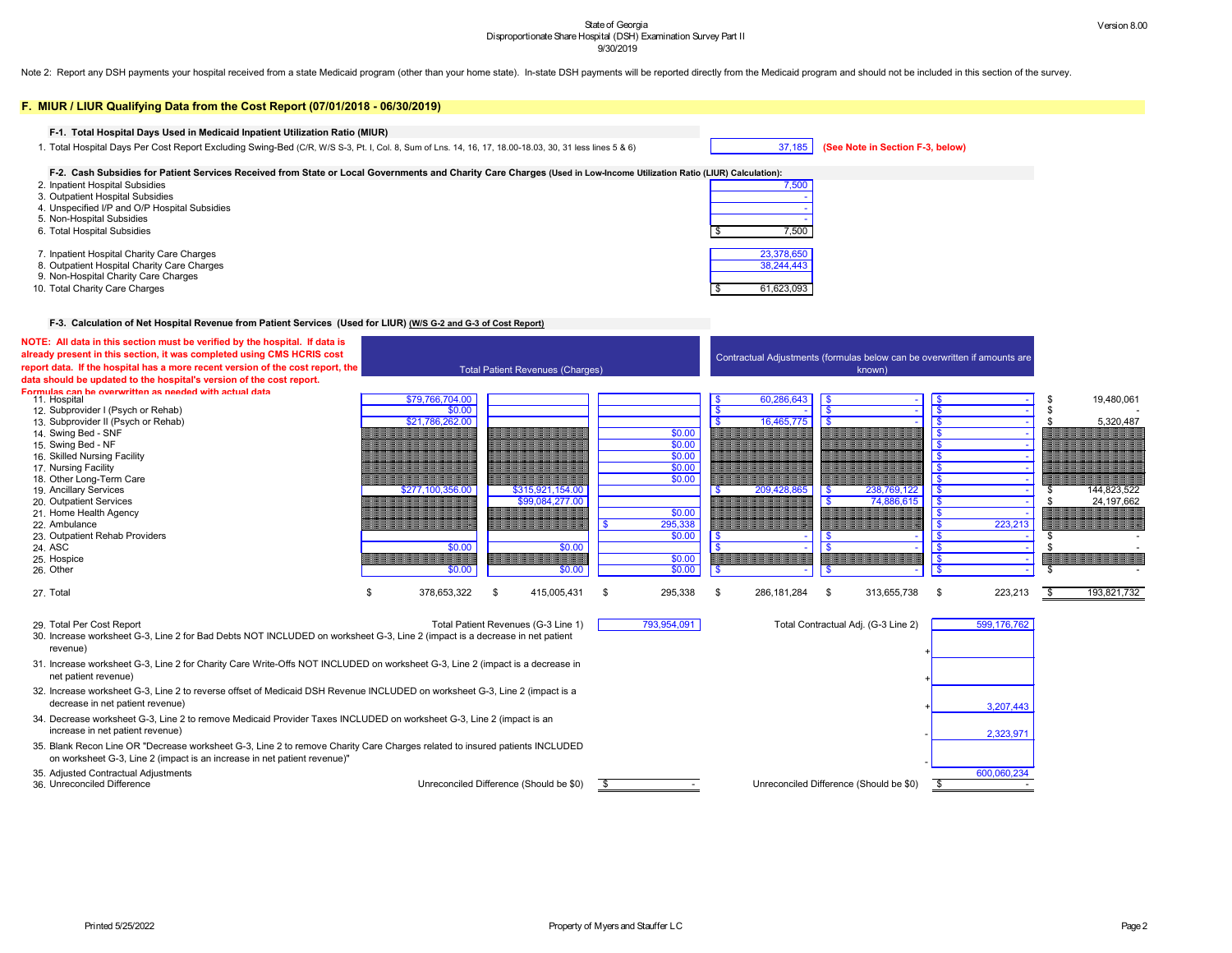State of Georgia
Disproportionate Share Hospital (DSH) Examination Survey Part II
9/30/2019

Version 8.00

Note 2: Report any DSH payments your hospital received from a state Medicaid program (other than your home state). In-state DSH payments will be reported directly from the Medicaid program and should not be included in this section of the survey.

## F. MIUR / LIUR Qualifying Data from the Cost Report (07/01/2018 - 06/30/2019)

### F-1. Total Hospital Days Used in Medicaid Inpatient Utilization Ratio (MIUR)

| | | |
|---|---|---|
| 1. Total Hospital Days Per Cost Report Excluding Swing-Bed (C/R, W/S S-3, Pt. I, Col. 8, Sum of Lns. 14, 16, 17, 18.00-18.03, 30, 31 less lines 5 & 6) | 37,185 | **(See Note in Section F-3, below)** |

### F-2. Cash Subsidies for Patient Services Received from State or Local Governments and Charity Care Charges (Used in Low-Income Utilization Ratio (LIUR) Calculation):

| | |
|---|---|
| 2. Inpatient Hospital Subsidies | 7,500 |
| 3. Outpatient Hospital Subsidies | - |
| 4. Unspecified I/P and O/P Hospital Subsidies | - |
| 5. Non-Hospital Subsidies | - |
| 6. Total Hospital Subsidies | $ 7,500 |
| 7. Inpatient Hospital Charity Care Charges | 23,378,650 |
| 8. Outpatient Hospital Charity Care Charges | 38,244,443 |
| 9. Non-Hospital Charity Care Charges | |
| 10. Total Charity Care Charges | $ 61,623,093 |

### F-3. Calculation of Net Hospital Revenue from Patient Services (Used for LIUR) (W/S G-2 and G-3 of Cost Report)

**NOTE: All data in this section must be verified by the hospital. If data is already present in this section, it was completed using CMS HCRIS cost report data. If the hospital has a more recent version of the cost report, the data should be updated to the hospital's version of the cost report. Formulas can be overwritten as needed with actual data.**

| | Total Patient Revenues (Charges) | | | Contractual Adjustments (formulas below can be overwritten if amounts are known) | | | |
|---|---|---|---|---|---|---|---|
| 11. Hospital | $79,766,704.00 | | | $ 60,286,643 | $ - | $ - | $ 19,480,061 |
| 12. Subprovider I (Psych or Rehab) | $0.00 | | | $ - | $ - | $ - | $ - |
| 13. Subprovider II (Psych or Rehab) | $21,786,262.00 | | | $ 16,465,775 | $ - | $ - | $ 5,320,487 |
| 14. Swing Bed - SNF | | | $0.00 | | | $ - | |
| 15. Swing Bed - NF | | | $0.00 | | | $ - | |
| 16. Skilled Nursing Facility | | | $0.00 | | | $ - | |
| 17. Nursing Facility | | | $0.00 | | | $ - | |
| 18. Other Long-Term Care | | | $0.00 | | | $ - | |
| 19. Ancillary Services | $277,100,356.00 | $315,921,154.00 | | $ 209,428,865 | $ 238,769,122 | $ - | $ 144,823,522 |
| 20. Outpatient Services | | $99,084,277.00 | | | $ 74,886,615 | $ - | $ 24,197,662 |
| 21. Home Health Agency | | | $0.00 | | | $ - | |
| 22. Ambulance | | | $ 295,338 | | | $ 223,213 | |
| 23. Outpatient Rehab Providers | | | $0.00 | $ - | $ - | $ - | $ - |
| 24. ASC | $0.00 | $0.00 | | $ - | $ - | $ - | $ - |
| 25. Hospice | | | $0.00 | | | $ - | |
| 26. Other | $0.00 | $0.00 | $0.00 | $ - | $ - | $ - | $ - |
| 27. Total | $ 378,653,322 | $ 415,005,431 | $ 295,338 | $ 286,181,284 | $ 313,655,738 | $ 223,213 | $ 193,821,732 |

| | | | | |
|---|---|---|---|---|
| 29. Total Per Cost Report | Total Patient Revenues (G-3 Line 1) | 793,954,091 | Total Contractual Adj. (G-3 Line 2) | 599,176,762 |
| 30. Increase worksheet G-3, Line 2 for Bad Debts NOT INCLUDED on worksheet G-3, Line 2 (impact is a decrease in net patient revenue) | | | + | |
| 31. Increase worksheet G-3, Line 2 for Charity Care Write-Offs NOT INCLUDED on worksheet G-3, Line 2 (impact is a decrease in net patient revenue) | | | + | |
| 32. Increase worksheet G-3, Line 2 to reverse offset of Medicaid DSH Revenue INCLUDED on worksheet G-3, Line 2 (impact is a decrease in net patient revenue) | | | + | 3,207,443 |
| 34. Decrease worksheet G-3, Line 2 to remove Medicaid Provider Taxes INCLUDED on worksheet G-3, Line 2 (impact is an increase in net patient revenue) | | | - | 2,323,971 |
| 35. Blank Recon Line OR "Decrease worksheet G-3, Line 2 to remove Charity Care Charges related to insured patients INCLUDED on worksheet G-3, Line 2 (impact is an increase in net patient revenue)" | | | - | |
| 35. Adjusted Contractual Adjustments | | | | 600,060,234 |
| 36. Unreconciled Difference | Unreconciled Difference (Should be $0) | $ - | Unreconciled Difference (Should be $0) | $ - |

Printed 5/25/2022

Property of Myers and Stauffer LC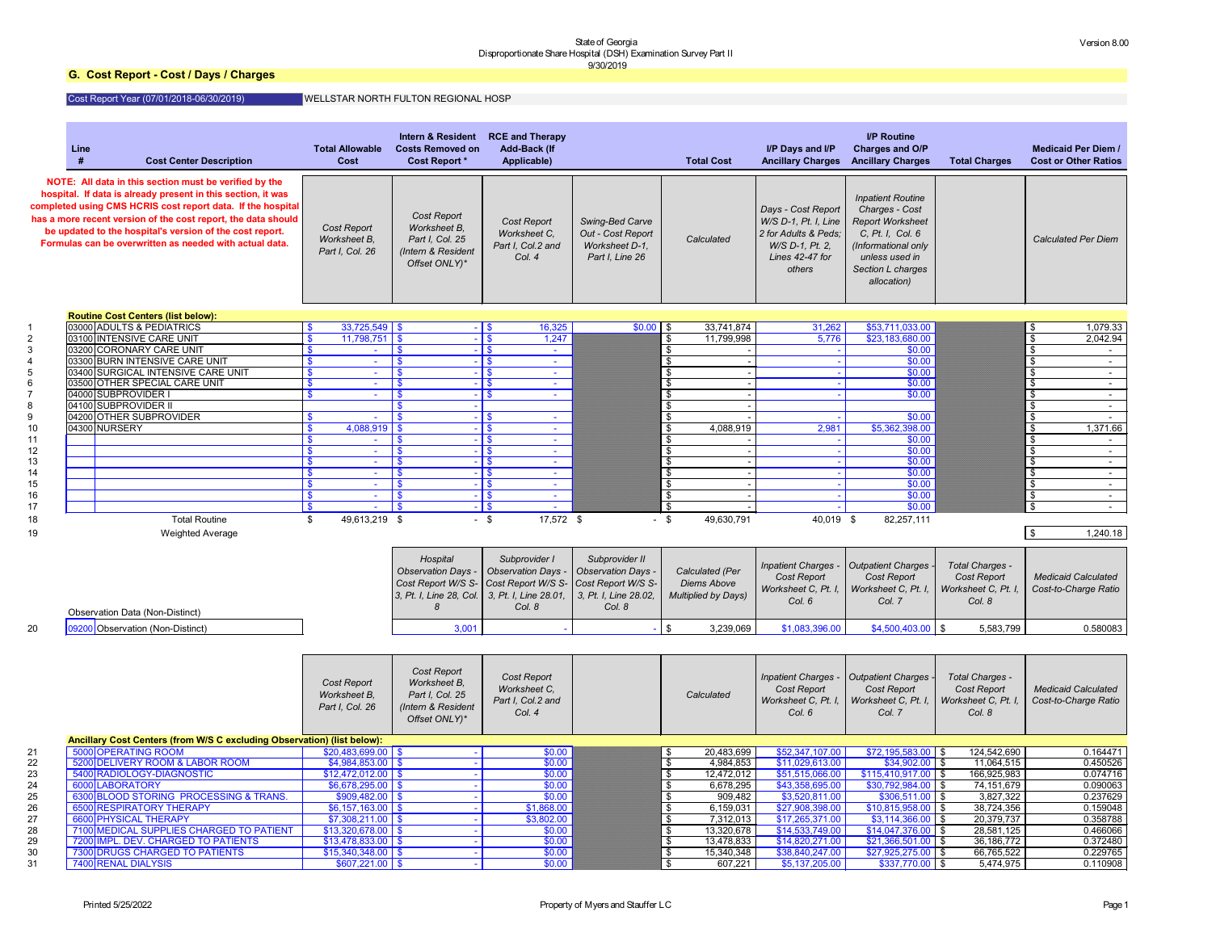State of Georgia
Disproportionate Share Hospital (DSH) Examination Survey Part II
9/30/2019

Version 8.00

## G. Cost Report - Cost / Days / Charges

Cost Report Year (07/01/2018-06/30/2019) WELLSTAR NORTH FULTON REGIONAL HOSP

**NOTE: All data in this section must be verified by the hospital. If data is already present in this section, it was completed using CMS HCRIS cost report data. If the hospital has a more recent version of the cost report, the data should be updated to the hospital's version of the cost report. Formulas can be overwritten as needed with actual data.**

| Line # | Cost Center Description | Total Allowable Cost | Intern & Resident Costs Removed on Cost Report * | RCE and Therapy Add-Back (If Applicable) | | Total Cost | I/P Days and I/P Ancillary Charges | I/P Routine Charges and O/P Ancillary Charges | Total Charges | Medicaid Per Diem / Cost or Other Ratios |
|---|---|---|---|---|---|---|---|---|---|---|
| | | *Cost Report Worksheet B, Part I, Col. 26* | *Cost Report Worksheet B, Part I, Col. 25 (Intern & Resident Offset ONLY)** | *Cost Report Worksheet C, Part I, Col.2 and Col. 4* | *Swing-Bed Carve Out - Cost Report Worksheet D-1, Part I, Line 26* | *Calculated* | *Days - Cost Report W/S D-1, Pt. I, Line 2 for Adults & Peds; W/S D-1, Pt. 2, Lines 42-47 for others* | *Inpatient Routine Charges - Cost Report Worksheet C, Pt. I, Col. 6 (Informational only unless used in Section L charges allocation)* | | *Calculated Per Diem* |
| | **Routine Cost Centers (list below):** | | | | | | | | | |
| 1 | 03000 ADULTS & PEDIATRICS | $ 33,725,549 | $ - | $ 16,325 | $0.00 | $ 33,741,874 | 31,262 | $53,711,033.00 | | $ 1,079.33 |
| 2 | 03100 INTENSIVE CARE UNIT | $ 11,798,751 | $ - | $ 1,247 | | $ 11,799,998 | 5,776 | $23,183,680.00 | | $ 2,042.94 |
| 3 | 03200 CORONARY CARE UNIT | $ - | $ - | $ - | | $ - | - | $0.00 | | $ - |
| 4 | 03300 BURN INTENSIVE CARE UNIT | $ - | $ - | $ - | | $ - | - | $0.00 | | $ - |
| 5 | 03400 SURGICAL INTENSIVE CARE UNIT | $ - | $ - | $ - | | $ - | - | $0.00 | | $ - |
| 6 | 03500 OTHER SPECIAL CARE UNIT | $ - | $ - | $ - | | $ - | - | $0.00 | | $ - |
| 7 | 04000 SUBPROVIDER I | $ - | $ - | $ - | | $ - | - | $0.00 | | $ - |
| 8 | 04100 SUBPROVIDER II | | $ - | | | $ - | | | | $ - |
| 9 | 04200 OTHER SUBPROVIDER | $ - | $ - | $ - | | $ - | - | $0.00 | | $ - |
| 10 | 04300 NURSERY | $ 4,088,919 | $ - | $ - | | $ 4,088,919 | 2,981 | $5,362,398.00 | | $ 1,371.66 |
| 11 | | $ - | $ - | $ - | | $ - | - | $0.00 | | $ - |
| 12 | | $ - | $ - | $ - | | $ - | - | $0.00 | | $ - |
| 13 | | $ - | $ - | $ - | | $ - | - | $0.00 | | $ - |
| 14 | | $ - | $ - | $ - | | $ - | - | $0.00 | | $ - |
| 15 | | $ - | $ - | $ - | | $ - | - | $0.00 | | $ - |
| 16 | | $ - | $ - | $ - | | $ - | - | $0.00 | | $ - |
| 17 | | $ - | $ - | $ - | | $ - | - | $0.00 | | $ - |
| 18 | Total Routine | $ 49,613,219 | $ - | $ 17,572 | $ - | $ 49,630,791 | 40,019 | $ 82,257,111 | | |
| 19 | Weighted Average | | | | | | | | | $ 1,240.18 |

| Line # | Observation Data (Non-Distinct) | | Hospital Observation Days - Cost Report W/S S-3, Pt. I, Line 28, Col. 8 | Subprovider I Observation Days - Cost Report W/S S-3, Pt. I, Line 28.01, Col. 8 | Subprovider II Observation Days - Cost Report W/S S-3, Pt. I, Line 28.02, Col. 8 | Calculated (Per Diems Above Multiplied by Days) | Inpatient Charges - Cost Report Worksheet C, Pt. I, Col. 6 | Outpatient Charges - Cost Report Worksheet C, Pt. I, Col. 7 | Total Charges - Cost Report Worksheet C, Pt. I, Col. 8 | Medicaid Calculated Cost-to-Charge Ratio |
|---|---|---|---|---|---|---|---|---|---|---|
| 20 | 09200 Observation (Non-Distinct) | | 3,001 | - | - | $ 3,239,069 | $1,083,396.00 | $4,500,403.00 | $ 5,583,799 | 0.580083 |

| Line # | Cost Center Description | *Cost Report Worksheet B, Part I, Col. 26* | *Cost Report Worksheet B, Part I, Col. 25 (Intern & Resident Offset ONLY)** | *Cost Report Worksheet C, Part I, Col.2 and Col. 4* | | *Calculated* | *Inpatient Charges - Cost Report Worksheet C, Pt. I, Col. 6* | *Outpatient Charges - Cost Report Worksheet C, Pt. I, Col. 7* | *Total Charges - Cost Report Worksheet C, Pt. I, Col. 8* | *Medicaid Calculated Cost-to-Charge Ratio* |
|---|---|---|---|---|---|---|---|---|---|---|
| | **Ancillary Cost Centers (from W/S C excluding Observation) (list below):** | | | | | | | | | |
| 21 | 5000 OPERATING ROOM | $20,483,699.00 | $ - | $0.00 | | $ 20,483,699 | $52,347,107.00 | $72,195,583.00 | $ 124,542,690 | 0.164471 |
| 22 | 5200 DELIVERY ROOM & LABOR ROOM | $4,984,853.00 | $ - | $0.00 | | $ 4,984,853 | $11,029,613.00 | $34,902.00 | $ 11,064,515 | 0.450526 |
| 23 | 5400 RADIOLOGY-DIAGNOSTIC | $12,472,012.00 | $ - | $0.00 | | $ 12,472,012 | $51,515,066.00 | $115,410,917.00 | $ 166,925,983 | 0.074716 |
| 24 | 6000 LABORATORY | $6,678,295.00 | $ - | $0.00 | | $ 6,678,295 | $43,358,695.00 | $30,792,984.00 | $ 74,151,679 | 0.090063 |
| 25 | 6300 BLOOD STORING PROCESSING & TRANS. | $909,482.00 | $ - | $0.00 | | $ 909,482 | $3,520,811.00 | $306,511.00 | $ 3,827,322 | 0.237629 |
| 26 | 6500 RESPIRATORY THERAPY | $6,157,163.00 | $ - | $1,868.00 | | $ 6,159,031 | $27,908,398.00 | $10,815,958.00 | $ 38,724,356 | 0.159048 |
| 27 | 6600 PHYSICAL THERAPY | $7,308,211.00 | $ - | $3,802.00 | | $ 7,312,013 | $17,265,371.00 | $3,114,366.00 | $ 20,379,737 | 0.358788 |
| 28 | 7100 MEDICAL SUPPLIES CHARGED TO PATIENT | $13,320,678.00 | $ - | $0.00 | | $ 13,320,678 | $14,533,749.00 | $14,047,376.00 | $ 28,581,125 | 0.466066 |
| 29 | 7200 IMPL. DEV. CHARGED TO PATIENTS | $13,478,833.00 | $ - | $0.00 | | $ 13,478,833 | $14,820,271.00 | $21,366,501.00 | $ 36,186,772 | 0.372480 |
| 30 | 7300 DRUGS CHARGED TO PATIENTS | $15,340,348.00 | $ - | $0.00 | | $ 15,340,348 | $38,840,247.00 | $27,925,275.00 | $ 66,765,522 | 0.229765 |
| 31 | 7400 RENAL DIALYSIS | $607,221.00 | $ - | $0.00 | | $ 607,221 | $5,137,205.00 | $337,770.00 | $ 5,474,975 | 0.110908 |

Printed 5/25/2022 Property of Myers and Stauffer LC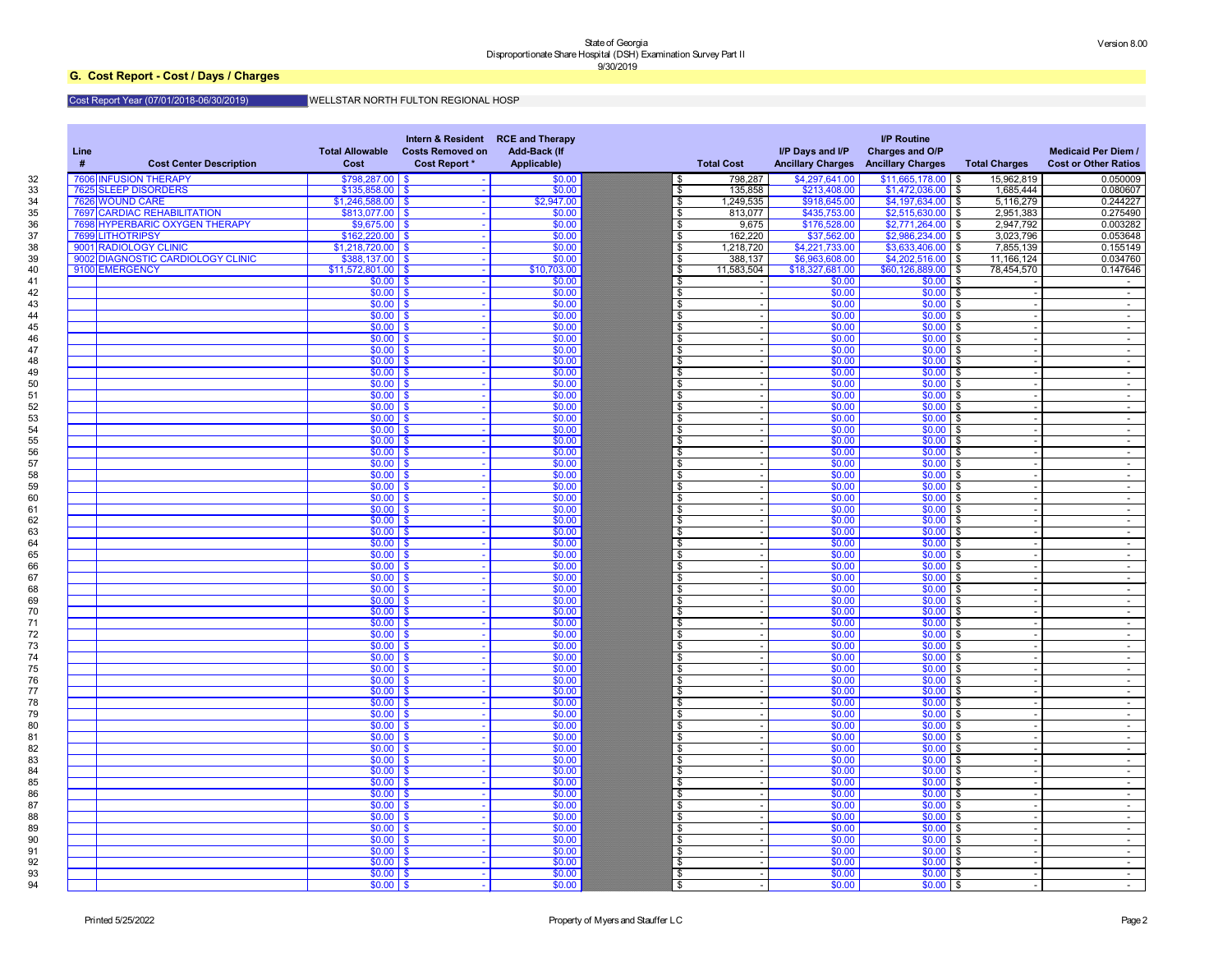State of Georgia
Disproportionate Share Hospital (DSH) Examination Survey Part II
9/30/2019

Version 8.00

## G. Cost Report - Cost / Days / Charges

Cost Report Year (07/01/2018-06/30/2019) WELLSTAR NORTH FULTON REGIONAL HOSP

| | Line # | Cost Center Description | Total Allowable Cost | Intern & Resident Costs Removed on Cost Report * | RCE and Therapy Add-Back (If Applicable) | Total Cost | I/P Days and I/P Ancillary Charges | I/P Routine Charges and O/P Ancillary Charges | Total Charges | Medicaid Per Diem / Cost or Other Ratios |
|---|---|---|---|---|---|---|---|---|---|---|
| 32 | 7606 | INFUSION THERAPY | $798,287.00 | $ - | $0.00 | $ 798,287 | $4,297,641.00 | $11,665,178.00 | $ 15,962,819 | 0.050009 |
| 33 | 7625 | SLEEP DISORDERS | $135,858.00 | $ - | $0.00 | $ 135,858 | $213,408.00 | $1,472,036.00 | $ 1,685,444 | 0.080607 |
| 34 | 7626 | WOUND CARE | $1,246,588.00 | $ - | $2,947.00 | $ 1,249,535 | $918,645.00 | $4,197,634.00 | $ 5,116,279 | 0.244227 |
| 35 | 7697 | CARDIAC REHABILITATION | $813,077.00 | $ - | $0.00 | $ 813,077 | $435,753.00 | $2,515,630.00 | $ 2,951,383 | 0.275490 |
| 36 | 7698 | HYPERBARIC OXYGEN THERAPY | $9,675.00 | $ - | $0.00 | $ 9,675 | $176,528.00 | $2,771,264.00 | $ 2,947,792 | 0.003282 |
| 37 | 7699 | LITHOTRIPSY | $162,220.00 | $ - | $0.00 | $ 162,220 | $37,562.00 | $2,986,234.00 | $ 3,023,796 | 0.053648 |
| 38 | 9001 | RADIOLOGY CLINIC | $1,218,720.00 | $ - | $0.00 | $ 1,218,720 | $4,221,733.00 | $3,633,406.00 | $ 7,855,139 | 0.155149 |
| 39 | 9002 | DIAGNOSTIC CARDIOLOGY CLINIC | $388,137.00 | $ - | $0.00 | $ 388,137 | $6,963,608.00 | $4,202,516.00 | $ 11,166,124 | 0.034760 |
| 40 | 9100 | EMERGENCY | $11,572,801.00 | $ - | $10,703.00 | $ 11,583,504 | $18,327,681.00 | $60,126,889.00 | $ 78,454,570 | 0.147646 |
| 41 | | | $0.00 | $ - | $0.00 | $ - | $0.00 | $0.00 | $ - | - |
| 42 | | | $0.00 | $ - | $0.00 | $ - | $0.00 | $0.00 | $ - | - |
| 43 | | | $0.00 | $ - | $0.00 | $ - | $0.00 | $0.00 | $ - | - |
| 44 | | | $0.00 | $ - | $0.00 | $ - | $0.00 | $0.00 | $ - | - |
| 45 | | | $0.00 | $ - | $0.00 | $ - | $0.00 | $0.00 | $ - | - |
| 46 | | | $0.00 | $ - | $0.00 | $ - | $0.00 | $0.00 | $ - | - |
| 47 | | | $0.00 | $ - | $0.00 | $ - | $0.00 | $0.00 | $ - | - |
| 48 | | | $0.00 | $ - | $0.00 | $ - | $0.00 | $0.00 | $ - | - |
| 49 | | | $0.00 | $ - | $0.00 | $ - | $0.00 | $0.00 | $ - | - |
| 50 | | | $0.00 | $ - | $0.00 | $ - | $0.00 | $0.00 | $ - | - |
| 51 | | | $0.00 | $ - | $0.00 | $ - | $0.00 | $0.00 | $ - | - |
| 52 | | | $0.00 | $ - | $0.00 | $ - | $0.00 | $0.00 | $ - | - |
| 53 | | | $0.00 | $ - | $0.00 | $ - | $0.00 | $0.00 | $ - | - |
| 54 | | | $0.00 | $ - | $0.00 | $ - | $0.00 | $0.00 | $ - | - |
| 55 | | | $0.00 | $ - | $0.00 | $ - | $0.00 | $0.00 | $ - | - |
| 56 | | | $0.00 | $ - | $0.00 | $ - | $0.00 | $0.00 | $ - | - |
| 57 | | | $0.00 | $ - | $0.00 | $ - | $0.00 | $0.00 | $ - | - |
| 58 | | | $0.00 | $ - | $0.00 | $ - | $0.00 | $0.00 | $ - | - |
| 59 | | | $0.00 | $ - | $0.00 | $ - | $0.00 | $0.00 | $ - | - |
| 60 | | | $0.00 | $ - | $0.00 | $ - | $0.00 | $0.00 | $ - | - |
| 61 | | | $0.00 | $ - | $0.00 | $ - | $0.00 | $0.00 | $ - | - |
| 62 | | | $0.00 | $ - | $0.00 | $ - | $0.00 | $0.00 | $ - | - |
| 63 | | | $0.00 | $ - | $0.00 | $ - | $0.00 | $0.00 | $ - | - |
| 64 | | | $0.00 | $ - | $0.00 | $ - | $0.00 | $0.00 | $ - | - |
| 65 | | | $0.00 | $ - | $0.00 | $ - | $0.00 | $0.00 | $ - | - |
| 66 | | | $0.00 | $ - | $0.00 | $ - | $0.00 | $0.00 | $ - | - |
| 67 | | | $0.00 | $ - | $0.00 | $ - | $0.00 | $0.00 | $ - | - |
| 68 | | | $0.00 | $ - | $0.00 | $ - | $0.00 | $0.00 | $ - | - |
| 69 | | | $0.00 | $ - | $0.00 | $ - | $0.00 | $0.00 | $ - | - |
| 70 | | | $0.00 | $ - | $0.00 | $ - | $0.00 | $0.00 | $ - | - |
| 71 | | | $0.00 | $ - | $0.00 | $ - | $0.00 | $0.00 | $ - | - |
| 72 | | | $0.00 | $ - | $0.00 | $ - | $0.00 | $0.00 | $ - | - |
| 73 | | | $0.00 | $ - | $0.00 | $ - | $0.00 | $0.00 | $ - | - |
| 74 | | | $0.00 | $ - | $0.00 | $ - | $0.00 | $0.00 | $ - | - |
| 75 | | | $0.00 | $ - | $0.00 | $ - | $0.00 | $0.00 | $ - | - |
| 76 | | | $0.00 | $ - | $0.00 | $ - | $0.00 | $0.00 | $ - | - |
| 77 | | | $0.00 | $ - | $0.00 | $ - | $0.00 | $0.00 | $ - | - |
| 78 | | | $0.00 | $ - | $0.00 | $ - | $0.00 | $0.00 | $ - | - |
| 79 | | | $0.00 | $ - | $0.00 | $ - | $0.00 | $0.00 | $ - | - |
| 80 | | | $0.00 | $ - | $0.00 | $ - | $0.00 | $0.00 | $ - | - |
| 81 | | | $0.00 | $ - | $0.00 | $ - | $0.00 | $0.00 | $ - | - |
| 82 | | | $0.00 | $ - | $0.00 | $ - | $0.00 | $0.00 | $ - | - |
| 83 | | | $0.00 | $ - | $0.00 | $ - | $0.00 | $0.00 | $ - | - |
| 84 | | | $0.00 | $ - | $0.00 | $ - | $0.00 | $0.00 | $ - | - |
| 85 | | | $0.00 | $ - | $0.00 | $ - | $0.00 | $0.00 | $ - | - |
| 86 | | | $0.00 | $ - | $0.00 | $ - | $0.00 | $0.00 | $ - | - |
| 87 | | | $0.00 | $ - | $0.00 | $ - | $0.00 | $0.00 | $ - | - |
| 88 | | | $0.00 | $ - | $0.00 | $ - | $0.00 | $0.00 | $ - | - |
| 89 | | | $0.00 | $ - | $0.00 | $ - | $0.00 | $0.00 | $ - | - |
| 90 | | | $0.00 | $ - | $0.00 | $ - | $0.00 | $0.00 | $ - | - |
| 91 | | | $0.00 | $ - | $0.00 | $ - | $0.00 | $0.00 | $ - | - |
| 92 | | | $0.00 | $ - | $0.00 | $ - | $0.00 | $0.00 | $ - | - |
| 93 | | | $0.00 | $ - | $0.00 | $ - | $0.00 | $0.00 | $ - | - |
| 94 | | | $0.00 | $ - | $0.00 | $ - | $0.00 | $0.00 | $ - | - |

Printed 5/25/2022 Property of Myers and Stauffer LC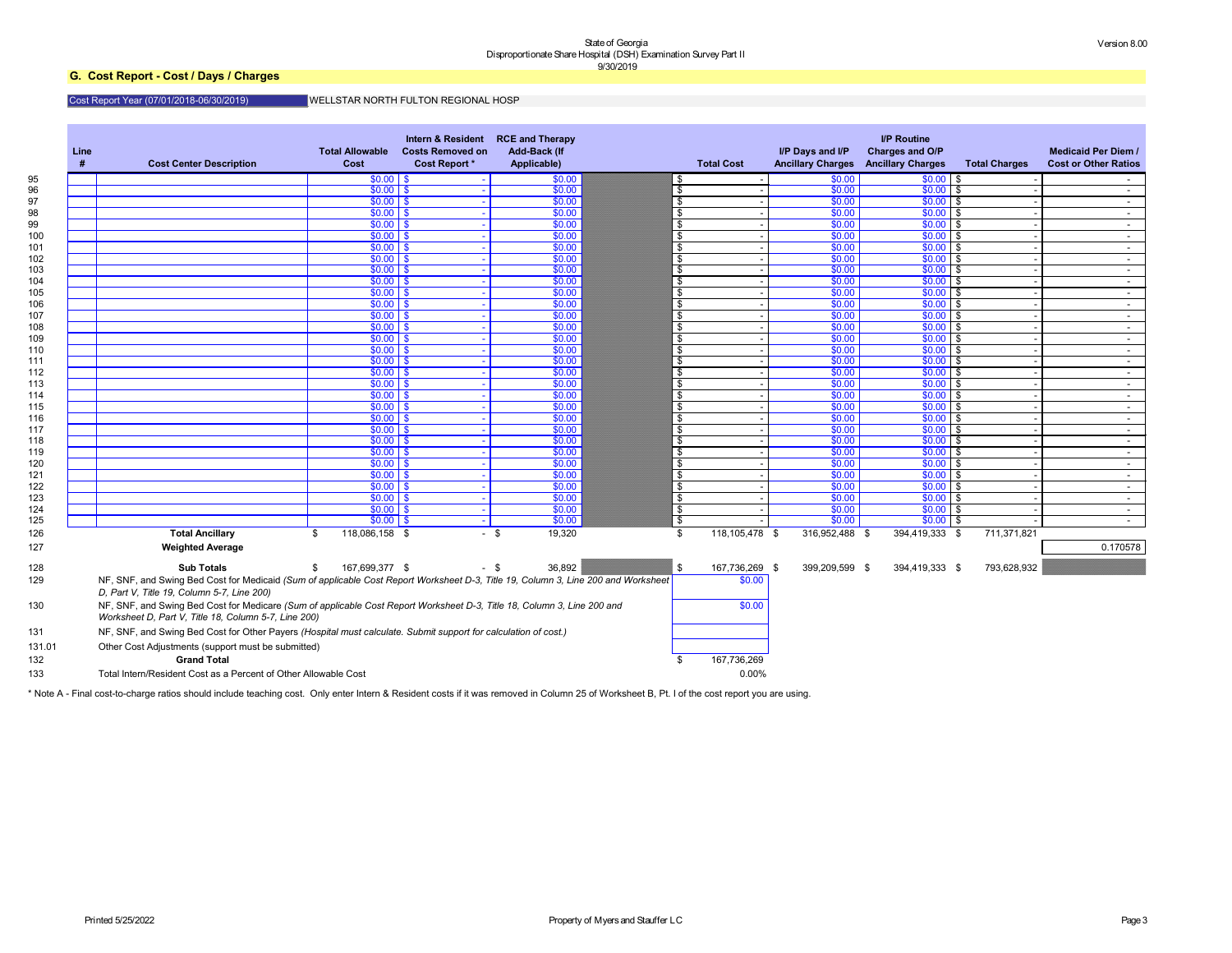State of Georgia
Disproportionate Share Hospital (DSH) Examination Survey Part II
9/30/2019

Version 8.00

## G. Cost Report - Cost / Days / Charges

Cost Report Year (07/01/2018-06/30/2019) WELLSTAR NORTH FULTON REGIONAL HOSP

| | Line # | Cost Center Description | Total Allowable Cost | Intern & Resident Costs Removed on Cost Report * | RCE and Therapy Add-Back (If Applicable) | | Total Cost | I/P Days and I/P Ancillary Charges | I/P Routine Charges and O/P Ancillary Charges | Total Charges | Medicaid Per Diem / Cost or Other Ratios |
|---|---|---|---|---|---|---|---|---|---|---|---|
| 95 | | | $0.00 | $ - | $0.00 | | $ - | $0.00 | $0.00 | $ - | - |
| 96 | | | $0.00 | $ - | $0.00 | | $ - | $0.00 | $0.00 | $ - | - |
| 97 | | | $0.00 | $ - | $0.00 | | $ - | $0.00 | $0.00 | $ - | - |
| 98 | | | $0.00 | $ - | $0.00 | | $ - | $0.00 | $0.00 | $ - | - |
| 99 | | | $0.00 | $ - | $0.00 | | $ - | $0.00 | $0.00 | $ - | - |
| 100 | | | $0.00 | $ - | $0.00 | | $ - | $0.00 | $0.00 | $ - | - |
| 101 | | | $0.00 | $ - | $0.00 | | $ - | $0.00 | $0.00 | $ - | - |
| 102 | | | $0.00 | $ - | $0.00 | | $ - | $0.00 | $0.00 | $ - | - |
| 103 | | | $0.00 | $ - | $0.00 | | $ - | $0.00 | $0.00 | $ - | - |
| 104 | | | $0.00 | $ - | $0.00 | | $ - | $0.00 | $0.00 | $ - | - |
| 105 | | | $0.00 | $ - | $0.00 | | $ - | $0.00 | $0.00 | $ - | - |
| 106 | | | $0.00 | $ - | $0.00 | | $ - | $0.00 | $0.00 | $ - | - |
| 107 | | | $0.00 | $ - | $0.00 | | $ - | $0.00 | $0.00 | $ - | - |
| 108 | | | $0.00 | $ - | $0.00 | | $ - | $0.00 | $0.00 | $ - | - |
| 109 | | | $0.00 | $ - | $0.00 | | $ - | $0.00 | $0.00 | $ - | - |
| 110 | | | $0.00 | $ - | $0.00 | | $ - | $0.00 | $0.00 | $ - | - |
| 111 | | | $0.00 | $ - | $0.00 | | $ - | $0.00 | $0.00 | $ - | - |
| 112 | | | $0.00 | $ - | $0.00 | | $ - | $0.00 | $0.00 | $ - | - |
| 113 | | | $0.00 | $ - | $0.00 | | $ - | $0.00 | $0.00 | $ - | - |
| 114 | | | $0.00 | $ - | $0.00 | | $ - | $0.00 | $0.00 | $ - | - |
| 115 | | | $0.00 | $ - | $0.00 | | $ - | $0.00 | $0.00 | $ - | - |
| 116 | | | $0.00 | $ - | $0.00 | | $ - | $0.00 | $0.00 | $ - | - |
| 117 | | | $0.00 | $ - | $0.00 | | $ - | $0.00 | $0.00 | $ - | - |
| 118 | | | $0.00 | $ - | $0.00 | | $ - | $0.00 | $0.00 | $ - | - |
| 119 | | | $0.00 | $ - | $0.00 | | $ - | $0.00 | $0.00 | $ - | - |
| 120 | | | $0.00 | $ - | $0.00 | | $ - | $0.00 | $0.00 | $ - | - |
| 121 | | | $0.00 | $ - | $0.00 | | $ - | $0.00 | $0.00 | $ - | - |
| 122 | | | $0.00 | $ - | $0.00 | | $ - | $0.00 | $0.00 | $ - | - |
| 123 | | | $0.00 | $ - | $0.00 | | $ - | $0.00 | $0.00 | $ - | - |
| 124 | | | $0.00 | $ - | $0.00 | | $ - | $0.00 | $0.00 | $ - | - |
| 125 | | | $0.00 | $ - | $0.00 | | $ - | $0.00 | $0.00 | $ - | - |
| 126 | | **Total Ancillary** | $ 118,086,158 | $ - | $ 19,320 | | $ 118,105,478 | $ 316,952,488 | $ 394,419,333 | $ 711,371,821 | |
| 127 | | **Weighted Average** | | | | | | | | | 0.170578 |
| 128 | | **Sub Totals** | $ 167,699,377 | $ - | $ 36,892 | | $ 167,736,269 | $ 399,209,599 | $ 394,419,333 | $ 793,628,932 | |

| Line | Description | Amount |
|---|---|---|
| 129 | NF, SNF, and Swing Bed Cost for Medicaid *(Sum of applicable Cost Report Worksheet D-3, Title 19, Column 3, Line 200 and Worksheet D, Part V, Title 19, Column 5-7, Line 200)* | $0.00 |
| 130 | NF, SNF, and Swing Bed Cost for Medicare *(Sum of applicable Cost Report Worksheet D-3, Title 18, Column 3, Line 200 and Worksheet D, Part V, Title 18, Column 5-7, Line 200)* | $0.00 |
| 131 | NF, SNF, and Swing Bed Cost for Other Payers *(Hospital must calculate. Submit support for calculation of cost.)* | |
| 131.01 | Other Cost Adjustments (support must be submitted) | |
| 132 | **Grand Total** | $ 167,736,269 |
| 133 | Total Intern/Resident Cost as a Percent of Other Allowable Cost | 0.00% |

\* Note A - Final cost-to-charge ratios should include teaching cost. Only enter Intern & Resident costs if it was removed in Column 25 of Worksheet B, Pt. I of the cost report you are using.

Printed 5/25/2022 Property of Myers and Stauffer LC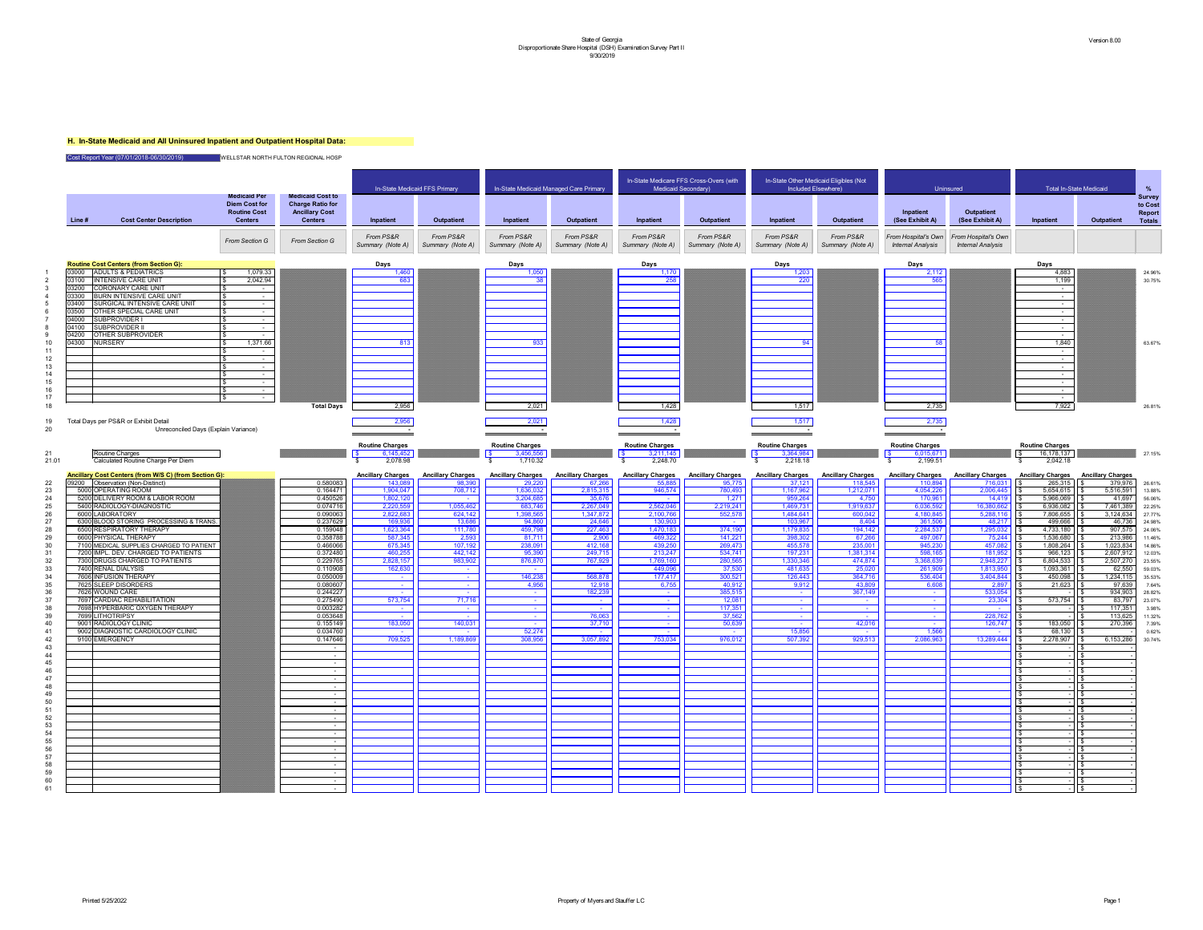State of Georgia
Disproportionate Share Hospital (DSH) Examination Survey Part II
9/30/2019

Version 8.00

**H. In-State Medicaid and All Uninsured Inpatient and Outpatient Hospital Data:**

Cost Report Year (07/01/2018-06/30/2019) WELLSTAR NORTH FULTON REGIONAL HOSP

| Line # | Cost Center Description | Medicaid Per Diem Cost for Routine Cost Centers | Medicaid Cost to Charge Ratio for Ancillary Cost Centers | In-State Medicaid FFS Primary Inpatient | In-State Medicaid FFS Primary Outpatient | In-State Medicaid Managed Care Primary Inpatient | In-State Medicaid Managed Care Primary Outpatient | In-State Medicare FFS Cross-Overs (with Medicaid Secondary) Inpatient | In-State Medicare FFS Cross-Overs (with Medicaid Secondary) Outpatient | In-State Other Medicaid Eligibles (Not Included Elsewhere) Inpatient | In-State Other Medicaid Eligibles (Not Included Elsewhere) Outpatient | Uninsured Inpatient (See Exhibit A) | Uninsured Outpatient (See Exhibit A) | Total In-State Medicaid Inpatient | Total In-State Medicaid Outpatient | % Survey to Cost Report Totals |
|---|---|---|---|---|---|---|---|---|---|---|---|---|---|---|---|---|
| | | From Section G | From Section G | From PS&R Summary (Note A) | From PS&R Summary (Note A) | From PS&R Summary (Note A) | From PS&R Summary (Note A) | From PS&R Summary (Note A) | From PS&R Summary (Note A) | From PS&R Summary (Note A) | From PS&R Summary (Note A) | From Hospital's Own Internal Analysis | From Hospital's Own Internal Analysis | | | |
| | **Routine Cost Centers (from Section G):** | | | Days | | Days | | Days | | Days | | Days | | Days | | |
| 1 | 03000 ADULTS & PEDIATRICS | $ 1,079.33 | | 1,460 | | 1,050 | | 1,170 | | 1,203 | | 2,112 | | 4,883 | | 24.96% |
| 2 | 03100 INTENSIVE CARE UNIT | $ 2,042.94 | | 683 | | 38 | | 258 | | 220 | | 565 | | 1,199 | | 30.75% |
| 3 | 03200 CORONARY CARE UNIT | $ - | | | | | | | | | | | | - | | |
| 4 | 03300 BURN INTENSIVE CARE UNIT | $ - | | | | | | | | | | | | - | | |
| 5 | 03400 SURGICAL INTENSIVE CARE UNIT | $ - | | | | | | | | | | | | - | | |
| 6 | 03500 OTHER SPECIAL CARE UNIT | $ - | | | | | | | | | | | | - | | |
| 7 | 04000 SUBPROVIDER I | $ - | | | | | | | | | | | | - | | |
| 8 | 04100 SUBPROVIDER II | $ - | | | | | | | | | | | | - | | |
| 9 | 04200 OTHER SUBPROVIDER | $ - | | | | | | | | | | | | - | | |
| 10 | 04300 NURSERY | $ 1,371.66 | | 813 | | 933 | | | | 94 | | 58 | | 1,840 | | 63.67% |
| 11 | | $ - | | | | | | | | | | | | - | | |
| 12 | | $ - | | | | | | | | | | | | - | | |
| 13 | | $ - | | | | | | | | | | | | - | | |
| 14 | | $ - | | | | | | | | | | | | - | | |
| 15 | | $ - | | | | | | | | | | | | - | | |
| 16 | | $ - | | | | | | | | | | | | - | | |
| 17 | | $ - | | | | | | | | | | | | - | | |
| 18 | | | Total Days | 2,956 | | 2,021 | | 1,428 | | 1,517 | | 2,735 | | 7,922 | | 26.81% |
| 19 | Total Days per PS&R or Exhibit Detail | | | 2,956 | | 2,021 | | 1,428 | | 1,517 | | 2,735 | | | | |
| 20 | Unreconciled Days (Explain Variance) | | | - | | - | | - | | - | | - | | | | |
| | | | | Routine Charges | | Routine Charges | | Routine Charges | | Routine Charges | | Routine Charges | | Routine Charges | | |
| 21 | Routine Charges | | | $ 6,145,452 | | $ 3,456,556 | | $ 3,211,145 | | $ 3,364,984 | | $ 6,015,671 | | $ 16,178,137 | | 27.15% |
| 21.01 | Calculated Routine Charge Per Diem | | | $ 2,078.98 | | $ 1,710.32 | | $ 2,248.70 | | $ 2,218.18 | | $ 2,199.51 | | $ 2,042.18 | | |
| | **Ancillary Cost Centers (from W/S C) (from Section G):** | | | Ancillary Charges | Ancillary Charges | Ancillary Charges | Ancillary Charges | Ancillary Charges | Ancillary Charges | Ancillary Charges | Ancillary Charges | Ancillary Charges | Ancillary Charges | Ancillary Charges | Ancillary Charges | |
| 22 | 09200 Observation (Non-Distinct) | | 0.580083 | 143,089 | 98,390 | 29,220 | 67,266 | 55,885 | 95,775 | 37,121 | 118,545 | 110,894 | 716,031 | $ 265,315 | $ 379,976 | 26.81% |
| 23 | 5000 OPERATING ROOM | | 0.164471 | 1,904,047 | 708,712 | 1,636,032 | 2,815,315 | 946,574 | 780,493 | 1,167,962 | 1,212,071 | 4,054,226 | 2,006,445 | $ 5,654,615 | $ 5,516,591 | 13.88% |
| 24 | 5200 DELIVERY ROOM & LABOR ROOM | | 0.450526 | 1,802,120 | - | 3,204,685 | 35,676 | - | 1,271 | 959,264 | 4,750 | 170,961 | 14,419 | $ 5,966,069 | $ 41,697 | 56.06% |
| 25 | 5400 RADIOLOGY-DIAGNOSTIC | | 0.074716 | 2,220,559 | 1,055,462 | 683,746 | 2,267,049 | 2,562,046 | 2,219,241 | 1,469,731 | 1,919,637 | 6,036,592 | 16,380,662 | $ 6,936,082 | $ 7,461,389 | 22.25% |
| 26 | 6000 LABORATORY | | 0.090063 | 2,822,683 | 624,142 | 1,398,565 | 1,347,872 | 2,100,766 | 552,578 | 1,484,641 | 600,042 | 4,180,845 | 5,288,116 | $ 7,806,655 | $ 3,124,634 | 27.77% |
| 27 | 6300 BLOOD STORING PROCESSING & TRANS. | | 0.237629 | 169,936 | 13,686 | 94,860 | 24,646 | 130,903 | - | 103,967 | 8,404 | 361,506 | 48,217 | $ 499,666 | $ 46,736 | 24.98% |
| 28 | 6500 RESPIRATORY THERAPY | | 0.159048 | 1,623,364 | 111,780 | 459,798 | 227,463 | 1,470,183 | 374,190 | 1,179,835 | 194,142 | 2,284,537 | 1,295,032 | $ 4,733,180 | $ 907,575 | 24.06% |
| 29 | 6600 PHYSICAL THERAPY | | 0.358788 | 587,345 | 2,593 | 81,711 | 2,906 | 469,322 | 141,221 | 398,302 | 67,266 | 497,067 | 75,244 | $ 1,536,680 | $ 213,986 | 11.46% |
| 30 | 7100 MEDICAL SUPPLIES CHARGED TO PATIENT | | 0.466066 | 675,345 | 107,192 | 238,091 | 412,168 | 439,250 | 269,473 | 455,578 | 235,001 | 945,230 | 457,082 | $ 1,808,264 | $ 1,023,834 | 14.86% |
| 31 | 7200 IMPL. DEV. CHARGED TO PATIENTS | | 0.372480 | 460,255 | 442,142 | 95,390 | 249,715 | 213,247 | 534,741 | 197,231 | 1,381,314 | 598,165 | 181,952 | $ 966,123 | $ 2,607,912 | 12.03% |
| 32 | 7300 DRUGS CHARGED TO PATIENTS | | 0.229765 | 2,828,157 | 983,902 | 876,870 | 767,929 | 1,769,160 | 280,565 | 1,330,346 | 474,874 | 3,368,839 | 2,948,227 | $ 6,804,533 | $ 2,507,270 | 23.55% |
| 33 | 7400 RENAL DIALYSIS | | 0.110908 | 162,630 | - | - | - | 449,096 | 37,530 | 481,635 | 25,020 | 261,909 | 1,813,950 | $ 1,093,361 | $ 62,550 | 59.03% |
| 34 | 7606 INFUSION THERAPY | | 0.050009 | - | - | 146,238 | 568,878 | 177,417 | 300,521 | 126,443 | 364,716 | 536,404 | 3,404,844 | $ 450,098 | $ 1,234,115 | 35.53% |
| 35 | 7625 SLEEP DISORDERS | | 0.080607 | - | - | 4,956 | 12,918 | 6,755 | 40,912 | 9,912 | 43,809 | 6,608 | 2,897 | $ 21,623 | $ 97,639 | 7.64% |
| 36 | 7626 WOUND CARE | | 0.244227 | - | - | - | 182,239 | - | 385,515 | - | 367,149 | - | 533,054 | $ - | $ 934,903 | 28.82% |
| 37 | 7697 CARDIAC REHABILITATION | | 0.275490 | 573,754 | 71,716 | - | - | - | 12,081 | - | - | - | 23,304 | $ 573,754 | $ 83,797 | 23.07% |
| 38 | 7698 HYPERBARIC OXYGEN THERAPY | | 0.003282 | - | - | - | - | - | 117,351 | - | - | - | - | $ - | $ 117,351 | 3.98% |
| 39 | 7699 LITHOTRIPSY | | 0.053648 | - | - | - | 76,063 | - | 37,562 | - | - | - | 228,762 | $ - | $ 113,625 | 11.32% |
| 40 | 9001 RADIOLOGY CLINIC | | 0.155149 | 183,050 | 140,031 | - | 37,710 | - | 50,639 | - | 42,016 | - | 126,747 | $ 183,050 | $ 270,396 | 7.39% |
| 41 | 9002 DIAGNOSTIC CARDIOLOGY CLINIC | | 0.034760 | - | - | 52,274 | - | - | - | 15,856 | - | 1,566 | - | $ 68,130 | $ - | 0.62% |
| 42 | 9100 EMERGENCY | | 0.147646 | 709,525 | 1,189,869 | 308,956 | 3,057,892 | 753,034 | 976,012 | 507,392 | 929,513 | 2,086,963 | 13,289,444 | $ 2,278,907 | $ 6,153,286 | 30.74% |
| 43 | | | - | | | | | | | | | | | $ - | $ - | |
| 44 | | | - | | | | | | | | | | | $ - | $ - | |
| 45 | | | - | | | | | | | | | | | $ - | $ - | |
| 46 | | | - | | | | | | | | | | | $ - | $ - | |
| 47 | | | - | | | | | | | | | | | $ - | $ - | |
| 48 | | | - | | | | | | | | | | | $ - | $ - | |
| 49 | | | - | | | | | | | | | | | $ - | $ - | |
| 50 | | | - | | | | | | | | | | | $ - | $ - | |
| 51 | | | - | | | | | | | | | | | $ - | $ - | |
| 52 | | | - | | | | | | | | | | | $ - | $ - | |
| 53 | | | - | | | | | | | | | | | $ - | $ - | |
| 54 | | | - | | | | | | | | | | | $ - | $ - | |
| 55 | | | - | | | | | | | | | | | $ - | $ - | |
| 56 | | | - | | | | | | | | | | | $ - | $ - | |
| 57 | | | - | | | | | | | | | | | $ - | $ - | |
| 58 | | | - | | | | | | | | | | | $ - | $ - | |
| 59 | | | - | | | | | | | | | | | $ - | $ - | |
| 60 | | | - | | | | | | | | | | | $ - | $ - | |
| 61 | | | - | | | | | | | | | | | $ - | $ - | |

Printed 5/25/2022

Property of Myers and Stauffer LC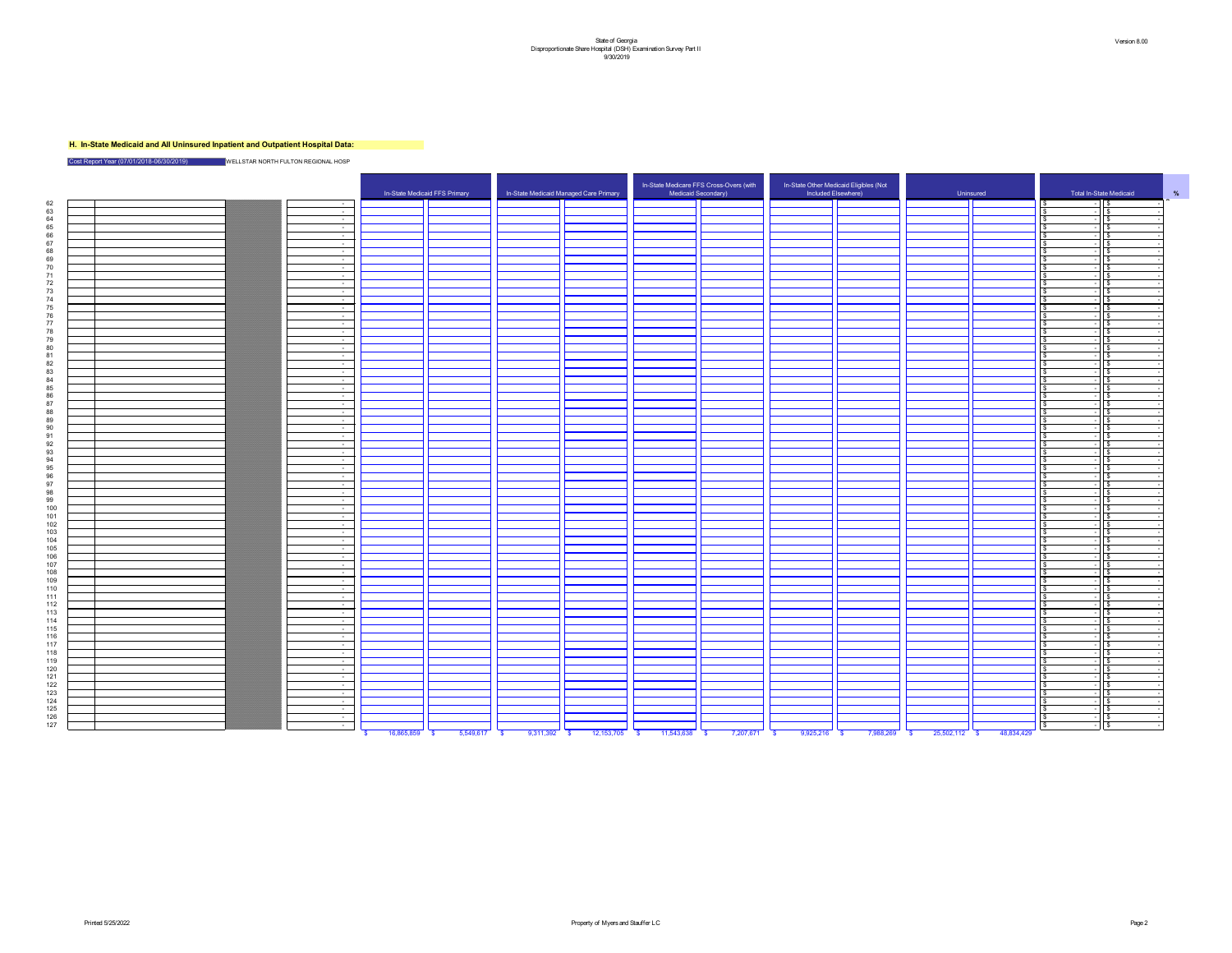State of Georgia
Disproportionate Share Hospital (DSH) Examination Survey Part II
9/30/2019

Version 8.00

**H. In-State Medicaid and All Uninsured Inpatient and Outpatient Hospital Data:**

Cost Report Year (07/01/2018-06/30/2019) WELLSTAR NORTH FULTON REGIONAL HOSP

| Line | | | | | In-State Medicaid FFS Primary | | In-State Medicaid Managed Care Primary | | In-State Medicare FFS Cross-Overs (with Medicaid Secondary) | | In-State Other Medicaid Eligibles (Not Included Elsewhere) | | Uninsured | | Total In-State Medicaid | | % |
|---|---|---|---|---|---|---|---|---|---|---|---|---|---|---|---|---|---|
| 62 | | | | - | | | | | | | | | | | $ - | $ - | |
| 63 | | | | - | | | | | | | | | | | $ - | $ - | |
| 64 | | | | - | | | | | | | | | | | $ - | $ - | |
| 65 | | | | - | | | | | | | | | | | $ - | $ - | |
| 66 | | | | - | | | | | | | | | | | $ - | $ - | |
| 67 | | | | - | | | | | | | | | | | $ - | $ - | |
| 68 | | | | - | | | | | | | | | | | $ - | $ - | |
| 69 | | | | - | | | | | | | | | | | $ - | $ - | |
| 70 | | | | - | | | | | | | | | | | $ - | $ - | |
| 71 | | | | - | | | | | | | | | | | $ - | $ - | |
| 72 | | | | - | | | | | | | | | | | $ - | $ - | |
| 73 | | | | - | | | | | | | | | | | $ - | $ - | |
| 74 | | | | - | | | | | | | | | | | $ - | $ - | |
| 75 | | | | - | | | | | | | | | | | $ - | $ - | |
| 76 | | | | - | | | | | | | | | | | $ - | $ - | |
| 77 | | | | - | | | | | | | | | | | $ - | $ - | |
| 78 | | | | - | | | | | | | | | | | $ - | $ - | |
| 79 | | | | - | | | | | | | | | | | $ - | $ - | |
| 80 | | | | - | | | | | | | | | | | $ - | $ - | |
| 81 | | | | - | | | | | | | | | | | $ - | $ - | |
| 82 | | | | - | | | | | | | | | | | $ - | $ - | |
| 83 | | | | - | | | | | | | | | | | $ - | $ - | |
| 84 | | | | - | | | | | | | | | | | $ - | $ - | |
| 85 | | | | - | | | | | | | | | | | $ - | $ - | |
| 86 | | | | - | | | | | | | | | | | $ - | $ - | |
| 87 | | | | - | | | | | | | | | | | $ - | $ - | |
| 88 | | | | - | | | | | | | | | | | $ - | $ - | |
| 89 | | | | - | | | | | | | | | | | $ - | $ - | |
| 90 | | | | - | | | | | | | | | | | $ - | $ - | |
| 91 | | | | - | | | | | | | | | | | $ - | $ - | |
| 92 | | | | - | | | | | | | | | | | $ - | $ - | |
| 93 | | | | - | | | | | | | | | | | $ - | $ - | |
| 94 | | | | - | | | | | | | | | | | $ - | $ - | |
| 95 | | | | - | | | | | | | | | | | $ - | $ - | |
| 96 | | | | - | | | | | | | | | | | $ - | $ - | |
| 97 | | | | - | | | | | | | | | | | $ - | $ - | |
| 98 | | | | - | | | | | | | | | | | $ - | $ - | |
| 99 | | | | - | | | | | | | | | | | $ - | $ - | |
| 100 | | | | - | | | | | | | | | | | $ - | $ - | |
| 101 | | | | - | | | | | | | | | | | $ - | $ - | |
| 102 | | | | - | | | | | | | | | | | $ - | $ - | |
| 103 | | | | - | | | | | | | | | | | $ - | $ - | |
| 104 | | | | - | | | | | | | | | | | $ - | $ - | |
| 105 | | | | - | | | | | | | | | | | $ - | $ - | |
| 106 | | | | - | | | | | | | | | | | $ - | $ - | |
| 107 | | | | - | | | | | | | | | | | $ - | $ - | |
| 108 | | | | - | | | | | | | | | | | $ - | $ - | |
| 109 | | | | - | | | | | | | | | | | $ - | $ - | |
| 110 | | | | - | | | | | | | | | | | $ - | $ - | |
| 111 | | | | - | | | | | | | | | | | $ - | $ - | |
| 112 | | | | - | | | | | | | | | | | $ - | $ - | |
| 113 | | | | - | | | | | | | | | | | $ - | $ - | |
| 114 | | | | - | | | | | | | | | | | $ - | $ - | |
| 115 | | | | - | | | | | | | | | | | $ - | $ - | |
| 116 | | | | - | | | | | | | | | | | $ - | $ - | |
| 117 | | | | - | | | | | | | | | | | $ - | $ - | |
| 118 | | | | - | | | | | | | | | | | $ - | $ - | |
| 119 | | | | - | | | | | | | | | | | $ - | $ - | |
| 120 | | | | - | | | | | | | | | | | $ - | $ - | |
| 121 | | | | - | | | | | | | | | | | $ - | $ - | |
| 122 | | | | - | | | | | | | | | | | $ - | $ - | |
| 123 | | | | - | | | | | | | | | | | $ - | $ - | |
| 124 | | | | - | | | | | | | | | | | $ - | $ - | |
| 125 | | | | - | | | | | | | | | | | $ - | $ - | |
| 126 | | | | - | | | | | | | | | | | $ - | $ - | |
| 127 | | | | - | | | | | | | | | | | $ - | $ - | |
| | | | | | $ 16,865,859 | $ 5,549,617 | $ 9,311,392 | $ 12,153,705 | $ 11,543,638 | $ 7,207,671 | $ 9,925,216 | $ 7,988,269 | $ 25,502,112 | $ 48,834,429 | | | |

Printed 5/25/2022 Property of Myers and Stauffer LC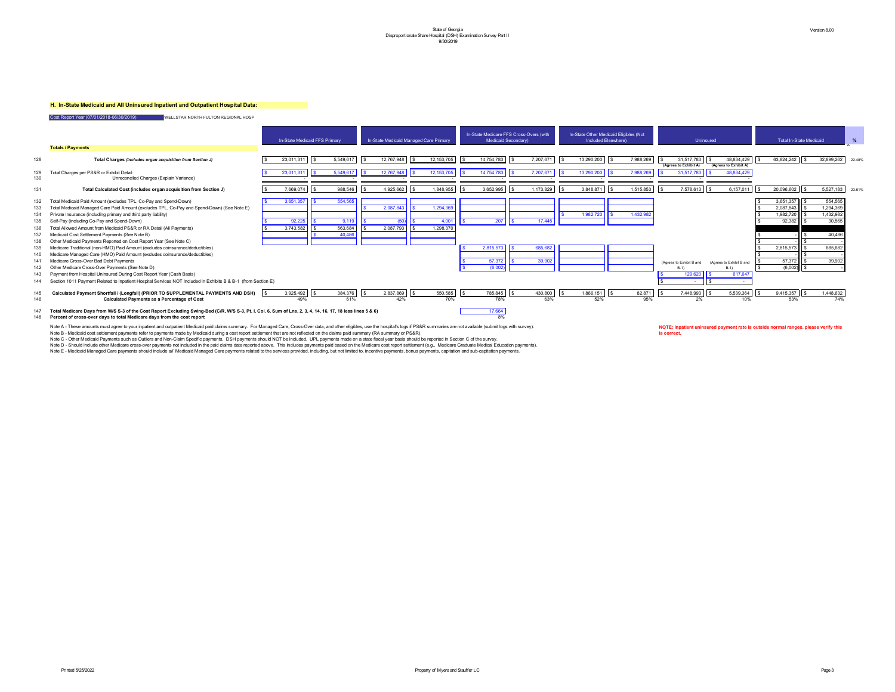State of Georgia
Disproportionate Share Hospital (DSH) Examination Survey Part II
9/30/2019

Version 8.00

### H. In-State Medicaid and All Uninsured Inpatient and Outpatient Hospital Data:

Cost Report Year (07/01/2018-06/30/2019) WELLSTAR NORTH FULTON REGIONAL HOSP

| Line | Totals / Payments | In-State Medicaid FFS Primary | | In-State Medicaid Managed Care Primary | | In-State Medicare FFS Cross-Overs (with Medicaid Secondary) | | In-State Other Medicaid Eligibles (Not Included Elsewhere) | | Uninsured | | Total In-State Medicaid | | % |
|---|---|---|---|---|---|---|---|---|---|---|---|---|---|---|
| 128 | **Total Charges** *(includes organ acquisition from Section J)* | $ 23,011,311 | $ 5,549,617 | $ 12,767,948 | $ 12,153,705 | $ 14,754,783 | $ 7,207,671 | $ 13,290,200 | $ 7,988,269 | $ 31,517,783 (Agrees to Exhibit A) | $ 48,834,429 (Agrees to Exhibit A) | $ 63,824,242 | $ 32,899,262 | 22.48% |
| 129 | Total Charges per PS&R or Exhibit Detail | $ 23,011,311 | $ 5,549,617 | $ 12,767,948 | $ 12,153,705 | $ 14,754,783 | $ 7,207,671 | $ 13,290,200 | $ 7,988,269 | $ 31,517,783 | $ 48,834,429 | | | |
| 130 | Unreconciled Charges (Explain Variance) | - | - | - | - | - | - | - | - | - | - | | | |
| 131 | **Total Calculated Cost (includes organ acquisition from Section J)** | $ 7,669,074 | $ 988,546 | $ 4,925,662 | $ 1,848,955 | $ 3,652,995 | $ 1,173,829 | $ 3,848,871 | $ 1,515,853 | $ 7,578,613 | $ 6,157,011 | $ 20,096,602 | $ 5,527,183 | 23.61% |
| 132 | Total Medicaid Paid Amount (excludes TPL, Co-Pay and Spend-Down) | $ 3,651,357 | $ 554,565 | | | | | | | | | $ 3,651,357 | $ 554,565 | |
| 133 | Total Medicaid Managed Care Paid Amount (excludes TPL, Co-Pay and Spend-Down) (See Note E) | | | $ 2,087,843 | $ 1,294,369 | | | | | | | $ 2,087,843 | $ 1,294,369 | |
| 134 | Private Insurance (including primary and third party liability) | | | | | | | $ 1,982,720 | $ 1,432,982 | | | $ 1,982,720 | $ 1,432,982 | |
| 135 | Self-Pay (including Co-Pay and Spend-Down) | $ 92,225 | $ 9,119 | $ (50) | $ 4,001 | $ 207 | $ 17,445 | | | | | $ 92,382 | $ 30,565 | |
| 136 | Total Allowed Amount from Medicaid PS&R or RA Detail (All Payments) | $ 3,743,582 | $ 563,684 | $ 2,087,793 | $ 1,298,370 | | | | | | | | | |
| 137 | Medicaid Cost Settlement Payments (See Note B) | | $ 40,486 | | | | | | | | | $ - | $ 40,486 | |
| 138 | Other Medicaid Payments Reported on Cost Report Year (See Note C) | | | | | | | | | | | $ - | $ - | |
| 139 | Medicare Traditional (non-HMO) Paid Amount (excludes coinsurance/deductibles) | | | | | $ 2,815,573 | $ 685,682 | | | | | $ 2,815,573 | $ 685,682 | |
| 140 | Medicare Managed Care (HMO) Paid Amount (excludes coinsurance/deductibles) | | | | | | | | | | | $ - | $ - | |
| 141 | Medicare Cross-Over Bad Debt Payments | | | | | $ 57,372 | $ 39,902 | | | (Agrees to Exhibit B and B-1) | (Agrees to Exhibit B and B-1) | $ 57,372 | $ 39,902 | |
| 142 | Other Medicare Cross-Over Payments (See Note D) | | | | | $ (6,002) | | | | | | $ (6,002) | $ - | |
| 143 | Payment from Hospital Uninsured During Cost Report Year (Cash Basis) | | | | | | | | | $ 129,620 | $ 617,647 | | | |
| 144 | Section 1011 Payment Related to Inpatient Hospital Services NOT Included in Exhibits B & B-1 (from Section E) | | | | | | | | | $ - | $ - | | | |
| 145 | **Calculated Payment Shortfall / (Longfall) (PRIOR TO SUPPLEMENTAL PAYMENTS AND DSH)** | $ 3,925,492 | $ 384,376 | $ 2,837,869 | $ 550,585 | $ 785,845 | $ 430,800 | $ 1,866,151 | $ 82,871 | $ 7,448,993 | $ 5,539,364 | $ 9,415,357 | $ 1,448,632 | |
| 146 | **Calculated Payments as a Percentage of Cost** | 49% | 61% | 42% | 70% | 78% | 63% | 52% | 95% | 2% | 10% | 53% | 74% | |
| 147 | **Total Medicare Days from W/S S-3 of the Cost Report Excluding Swing-Bed (C/R, W/S S-3, Pt. I, Col. 6, Sum of Lns. 2, 3, 4, 14, 16, 17, 18 less lines 5 & 6)** | | | | | 17,664 | | | | | | | | |
| 148 | **Percent of cross-over days to total Medicare days from the cost report** | | | | | 8% | | | | | | | | |

Note A - These amounts must agree to your inpatient and outpatient Medicaid paid claims summary. For Managed Care, Cross-Over data, and other eligibles, use the hospital's logs if PS&R summaries are not available (submit logs with survey).
Note B - Medicaid cost settlement payments refer to payments made by Medicaid during a cost report settlement that are not reflected on the claims paid summary (RA summary or PS&R).
Note C - Other Medicaid Payments such as Outliers and Non-Claim Specific payments. DSH payments should NOT be included. UPL payments made on a state fiscal year basis should be reported in Section C of the survey.
Note D - Should include other Medicare cross-over payments not included in the paid claims data reported above. This includes payments paid based on the Medicare cost report settlement (e.g., Medicare Graduate Medical Education payments).
Note E - Medicaid Managed Care payments should include *all* Medicaid Managed Care payments related to the services provided, including, but not limited to, incentive payments, bonus payments, capitation and sub-capitation payments.

**NOTE: Inpatient uninsured payment rate is outside normal ranges, please verify this is correct.**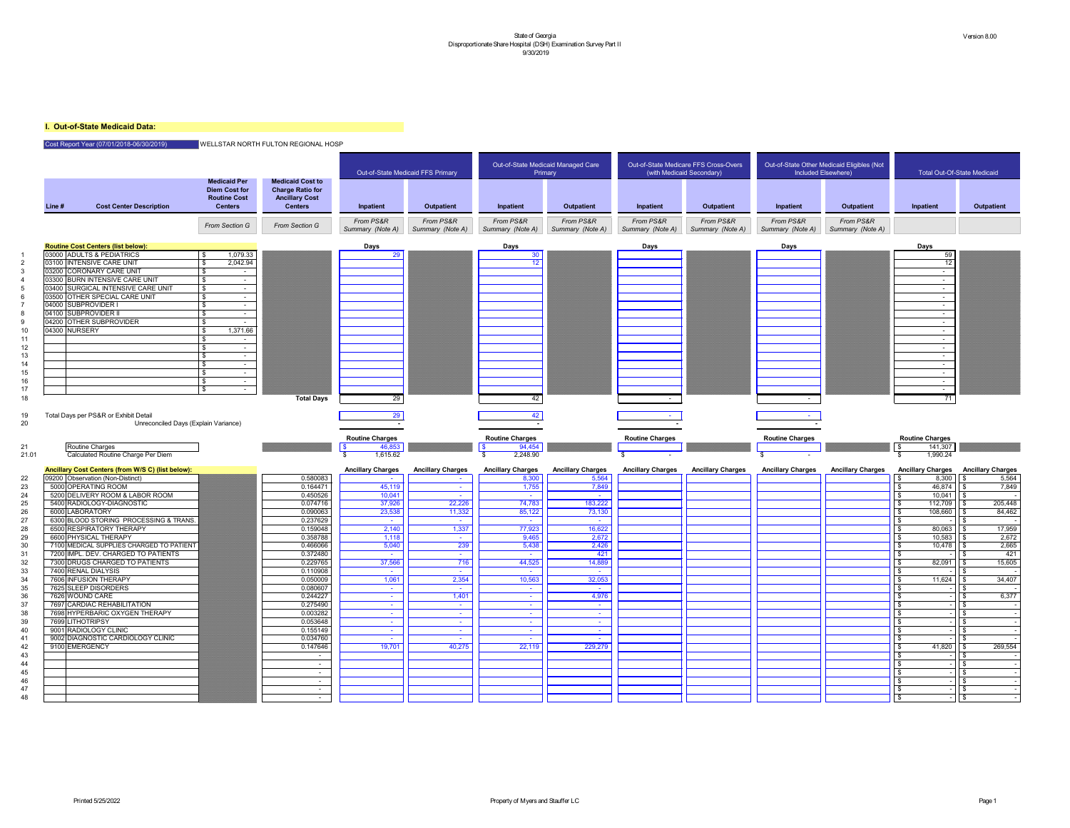State of Georgia
Disproportionate Share Hospital (DSH) Examination Survey Part II
9/30/2019

Version 8.00

## I. Out-of-State Medicaid Data:

Cost Report Year (07/01/2018-06/30/2019) WELLSTAR NORTH FULTON REGIONAL HOSP

| Line # | Cost Center Description | Medicaid Per Diem Cost for Routine Cost Centers | Medicaid Cost to Charge Ratio for Ancillary Cost Centers | Out-of-State Medicaid FFS Primary Inpatient | Out-of-State Medicaid FFS Primary Outpatient | Out-of-State Medicaid Managed Care Primary Inpatient | Out-of-State Medicaid Managed Care Primary Outpatient | Out-of-State Medicare FFS Cross-Overs (with Medicaid Secondary) Inpatient | Out-of-State Medicare FFS Cross-Overs (with Medicaid Secondary) Outpatient | Out-of-State Other Medicaid Eligibles (Not Included Elsewhere) Inpatient | Out-of-State Other Medicaid Eligibles (Not Included Elsewhere) Outpatient | Total Out-Of-State Medicaid Inpatient | Total Out-Of-State Medicaid Outpatient |
|---|---|---|---|---|---|---|---|---|---|---|---|---|---|
| | | *From Section G* | *From Section G* | *From PS&R Summary (Note A)* | *From PS&R Summary (Note A)* | *From PS&R Summary (Note A)* | *From PS&R Summary (Note A)* | *From PS&R Summary (Note A)* | *From PS&R Summary (Note A)* | *From PS&R Summary (Note A)* | *From PS&R Summary (Note A)* | | |
| | **Routine Cost Centers (list below):** | | | Days | | Days | | Days | | Days | | Days | |
| 1 | 03000 ADULTS & PEDIATRICS | $ 1,079.33 | | 29 | | 30 | | | | | | 59 | |
| 2 | 03100 INTENSIVE CARE UNIT | $ 2,042.94 | | | | 12 | | | | | | 12 | |
| 3 | 03200 CORONARY CARE UNIT | $ - | | | | | | | | | | - | |
| 4 | 03300 BURN INTENSIVE CARE UNIT | $ - | | | | | | | | | | - | |
| 5 | 03400 SURGICAL INTENSIVE CARE UNIT | $ - | | | | | | | | | | - | |
| 6 | 03500 OTHER SPECIAL CARE UNIT | $ - | | | | | | | | | | - | |
| 7 | 04000 SUBPROVIDER I | $ - | | | | | | | | | | - | |
| 8 | 04100 SUBPROVIDER II | $ - | | | | | | | | | | - | |
| 9 | 04200 OTHER SUBPROVIDER | $ - | | | | | | | | | | - | |
| 10 | 04300 NURSERY | $ 1,371.66 | | | | | | | | | | - | |
| 11 | | $ - | | | | | | | | | | - | |
| 12 | | $ - | | | | | | | | | | - | |
| 13 | | $ - | | | | | | | | | | - | |
| 14 | | $ - | | | | | | | | | | - | |
| 15 | | $ - | | | | | | | | | | - | |
| 16 | | $ - | | | | | | | | | | - | |
| 17 | | $ - | | | | | | | | | | - | |
| 18 | | | Total Days | 29 | | 42 | | - | | - | | 71 | |
| 19 | Total Days per PS&R or Exhibit Detail | | | 29 | | 42 | | - | | - | | | |
| 20 | Unreconciled Days (Explain Variance) | | | - | | - | | - | | - | | | |
| | | | | Routine Charges | | Routine Charges | | Routine Charges | | Routine Charges | | Routine Charges | |
| 21 | Routine Charges | | | $ 46,853 | | $ 94,454 | | | | | | $ 141,307 | |
| 21.01 | Calculated Routine Charge Per Diem | | | $ 1,615.62 | | $ 2,248.90 | | $ - | | $ - | | $ 1,990.24 | |
| | **Ancillary Cost Centers (from W/S C) (list below):** | | | Ancillary Charges | Ancillary Charges | Ancillary Charges | Ancillary Charges | Ancillary Charges | Ancillary Charges | Ancillary Charges | Ancillary Charges | Ancillary Charges | Ancillary Charges |
| 22 | 09200 Observation (Non-Distinct) | | 0.580083 | - | - | 8,300 | 5,564 | | | | | $ 8,300 | $ 5,564 |
| 23 | 5000 OPERATING ROOM | | 0.164471 | 45,119 | - | 1,755 | 7,849 | | | | | $ 46,874 | $ 7,849 |
| 24 | 5200 DELIVERY ROOM & LABOR ROOM | | 0.450526 | 10,041 | - | - | - | | | | | $ 10,041 | $ - |
| 25 | 5400 RADIOLOGY-DIAGNOSTIC | | 0.074716 | 37,926 | 22,226 | 74,783 | 183,222 | | | | | $ 112,709 | $ 205,448 |
| 26 | 6000 LABORATORY | | 0.090063 | 23,538 | 11,332 | 85,122 | 73,130 | | | | | $ 108,660 | $ 84,462 |
| 27 | 6300 BLOOD STORING PROCESSING & TRANS. | | 0.237629 | - | - | - | - | | | | | $ - | $ - |
| 28 | 6500 RESPIRATORY THERAPY | | 0.159048 | 2,140 | 1,337 | 77,923 | 16,622 | | | | | $ 80,063 | $ 17,959 |
| 29 | 6600 PHYSICAL THERAPY | | 0.358788 | 1,118 | - | 9,465 | 2,672 | | | | | $ 10,583 | $ 2,672 |
| 30 | 7100 MEDICAL SUPPLIES CHARGED TO PATIENT | | 0.466066 | 5,040 | 239 | 5,438 | 2,426 | | | | | $ 10,478 | $ 2,665 |
| 31 | 7200 IMPL. DEV. CHARGED TO PATIENTS | | 0.372480 | - | - | - | 421 | | | | | $ - | $ 421 |
| 32 | 7300 DRUGS CHARGED TO PATIENTS | | 0.229765 | 37,566 | 716 | 44,525 | 14,889 | | | | | $ 82,091 | $ 15,605 |
| 33 | 7400 RENAL DIALYSIS | | 0.110908 | - | - | - | - | | | | | $ - | $ - |
| 34 | 7606 INFUSION THERAPY | | 0.050009 | 1,061 | 2,354 | 10,563 | 32,053 | | | | | $ 11,624 | $ 34,407 |
| 35 | 7625 SLEEP DISORDERS | | 0.080607 | - | - | - | - | | | | | $ - | $ - |
| 36 | 7626 WOUND CARE | | 0.244227 | - | 1,401 | - | 4,976 | | | | | $ - | $ 6,377 |
| 37 | 7697 CARDIAC REHABILITATION | | 0.275490 | - | - | - | - | | | | | $ - | $ - |
| 38 | 7698 HYPERBARIC OXYGEN THERAPY | | 0.003282 | - | - | - | - | | | | | $ - | $ - |
| 39 | 7699 LITHOTRIPSY | | 0.053648 | - | - | - | - | | | | | $ - | $ - |
| 40 | 9001 RADIOLOGY CLINIC | | 0.155149 | - | - | - | - | | | | | $ - | $ - |
| 41 | 9002 DIAGNOSTIC CARDIOLOGY CLINIC | | 0.034760 | - | - | - | - | | | | | $ - | $ - |
| 42 | 9100 EMERGENCY | | 0.147646 | 19,701 | 40,275 | 22,119 | 229,279 | | | | | $ 41,820 | $ 269,554 |
| 43 | | | - | | | | | | | | | $ - | $ - |
| 44 | | | - | | | | | | | | | $ - | $ - |
| 45 | | | - | | | | | | | | | $ - | $ - |
| 46 | | | - | | | | | | | | | $ - | $ - |
| 47 | | | - | | | | | | | | | $ - | $ - |
| 48 | | | - | | | | | | | | | $ - | $ - |

Printed 5/25/2022 Property of Myers and Stauffer LC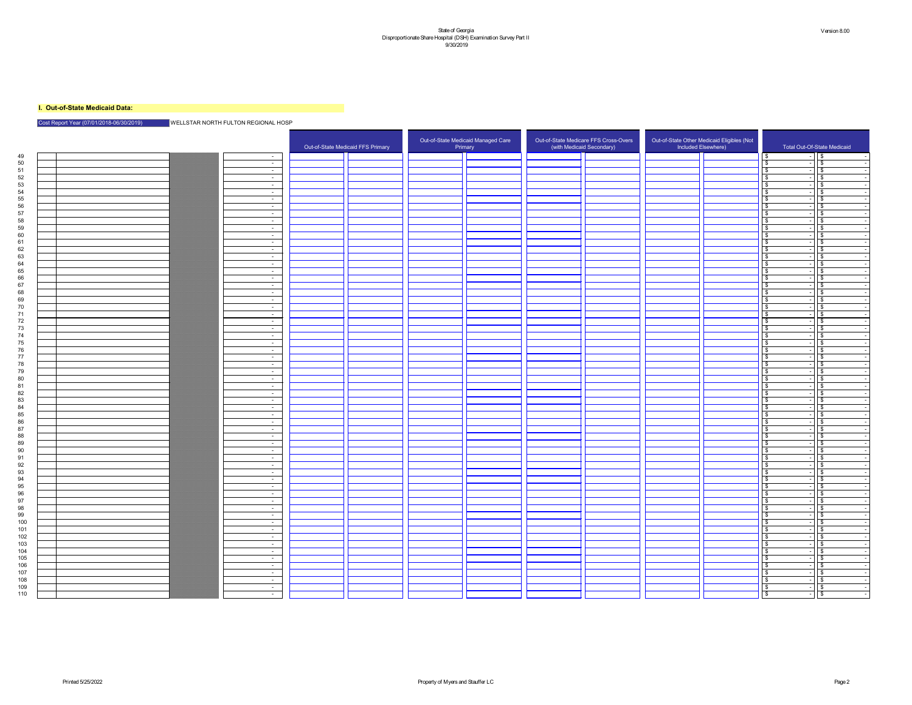State of Georgia
Disproportionate Share Hospital (DSH) Examination Survey Part II
9/30/2019

Version 8.00

**I. Out-of-State Medicaid Data:**

Cost Report Year (07/01/2018-06/30/2019) WELLSTAR NORTH FULTON REGIONAL HOSP

| | | | | | Out-of-State Medicaid FFS Primary | | Out-of-State Medicaid Managed Care Primary | | Out-of-State Medicare FFS Cross-Overs (with Medicaid Secondary) | | Out-of-State Other Medicaid Eligibles (Not Included Elsewhere) | | Total Out-Of-State Medicaid | |
|---|---|---|---|---|---|---|---|---|---|---|---|---|---|---|
| 49 | | | | - | | | | | | | | | $ - | $ - |
| 50 | | | | - | | | | | | | | | $ - | $ - |
| 51 | | | | - | | | | | | | | | $ - | $ - |
| 52 | | | | - | | | | | | | | | $ - | $ - |
| 53 | | | | - | | | | | | | | | $ - | $ - |
| 54 | | | | - | | | | | | | | | $ - | $ - |
| 55 | | | | - | | | | | | | | | $ - | $ - |
| 56 | | | | - | | | | | | | | | $ - | $ - |
| 57 | | | | - | | | | | | | | | $ - | $ - |
| 58 | | | | - | | | | | | | | | $ - | $ - |
| 59 | | | | - | | | | | | | | | $ - | $ - |
| 60 | | | | - | | | | | | | | | $ - | $ - |
| 61 | | | | - | | | | | | | | | $ - | $ - |
| 62 | | | | - | | | | | | | | | $ - | $ - |
| 63 | | | | - | | | | | | | | | $ - | $ - |
| 64 | | | | - | | | | | | | | | $ - | $ - |
| 65 | | | | - | | | | | | | | | $ - | $ - |
| 66 | | | | - | | | | | | | | | $ - | $ - |
| 67 | | | | - | | | | | | | | | $ - | $ - |
| 68 | | | | - | | | | | | | | | $ - | $ - |
| 69 | | | | - | | | | | | | | | $ - | $ - |
| 70 | | | | - | | | | | | | | | $ - | $ - |
| 71 | | | | - | | | | | | | | | $ - | $ - |
| 72 | | | | - | | | | | | | | | $ - | $ - |
| 73 | | | | - | | | | | | | | | $ - | $ - |
| 74 | | | | - | | | | | | | | | $ - | $ - |
| 75 | | | | - | | | | | | | | | $ - | $ - |
| 76 | | | | - | | | | | | | | | $ - | $ - |
| 77 | | | | - | | | | | | | | | $ - | $ - |
| 78 | | | | - | | | | | | | | | $ - | $ - |
| 79 | | | | - | | | | | | | | | $ - | $ - |
| 80 | | | | - | | | | | | | | | $ - | $ - |
| 81 | | | | - | | | | | | | | | $ - | $ - |
| 82 | | | | - | | | | | | | | | $ - | $ - |
| 83 | | | | - | | | | | | | | | $ - | $ - |
| 84 | | | | - | | | | | | | | | $ - | $ - |
| 85 | | | | - | | | | | | | | | $ - | $ - |
| 86 | | | | - | | | | | | | | | $ - | $ - |
| 87 | | | | - | | | | | | | | | $ - | $ - |
| 88 | | | | - | | | | | | | | | $ - | $ - |
| 89 | | | | - | | | | | | | | | $ - | $ - |
| 90 | | | | - | | | | | | | | | $ - | $ - |
| 91 | | | | - | | | | | | | | | $ - | $ - |
| 92 | | | | - | | | | | | | | | $ - | $ - |
| 93 | | | | - | | | | | | | | | $ - | $ - |
| 94 | | | | - | | | | | | | | | $ - | $ - |
| 95 | | | | - | | | | | | | | | $ - | $ - |
| 96 | | | | - | | | | | | | | | $ - | $ - |
| 97 | | | | - | | | | | | | | | $ - | $ - |
| 98 | | | | - | | | | | | | | | $ - | $ - |
| 99 | | | | - | | | | | | | | | $ - | $ - |
| 100 | | | | - | | | | | | | | | $ - | $ - |
| 101 | | | | - | | | | | | | | | $ - | $ - |
| 102 | | | | - | | | | | | | | | $ - | $ - |
| 103 | | | | - | | | | | | | | | $ - | $ - |
| 104 | | | | - | | | | | | | | | $ - | $ - |
| 105 | | | | - | | | | | | | | | $ - | $ - |
| 106 | | | | - | | | | | | | | | $ - | $ - |
| 107 | | | | - | | | | | | | | | $ - | $ - |
| 108 | | | | - | | | | | | | | | $ - | $ - |
| 109 | | | | - | | | | | | | | | $ - | $ - |
| 110 | | | | - | | | | | | | | | $ - | $ - |

Printed 5/25/2022 Property of Myers and Stauffer LC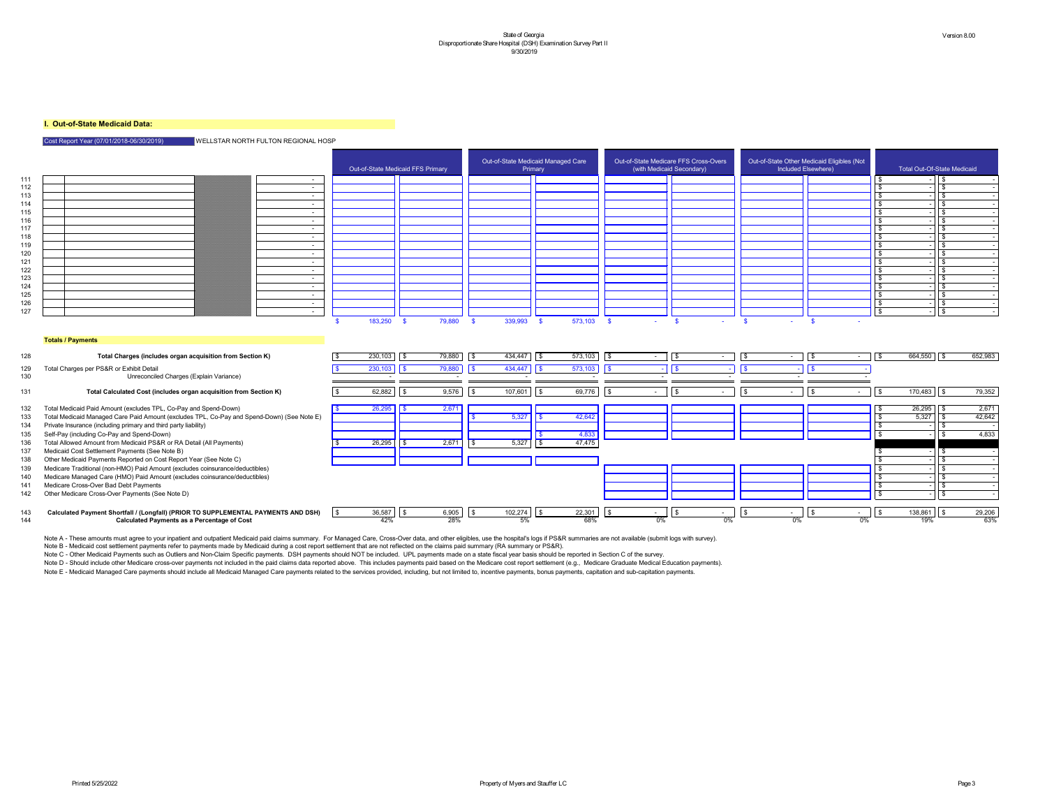State of Georgia
Disproportionate Share Hospital (DSH) Examination Survey Part II
9/30/2019

Version 8.00

## I. Out-of-State Medicaid Data:

Cost Report Year (07/01/2018-06/30/2019) WELLSTAR NORTH FULTON REGIONAL HOSP

| Line | | | | | Out-of-State Medicaid FFS Primary | | Out-of-State Medicaid Managed Care Primary | | Out-of-State Medicare FFS Cross-Overs (with Medicaid Secondary) | | Out-of-State Other Medicaid Eligibles (Not Included Elsewhere) | | Total Out-Of-State Medicaid | |
|---|---|---|---|---|---|---|---|---|---|---|---|---|---|---|
| 111 | | | | - | | | | | | | | | $ - | $ - |
| 112 | | | | - | | | | | | | | | $ - | $ - |
| 113 | | | | - | | | | | | | | | $ - | $ - |
| 114 | | | | - | | | | | | | | | $ - | $ - |
| 115 | | | | - | | | | | | | | | $ - | $ - |
| 116 | | | | - | | | | | | | | | $ - | $ - |
| 117 | | | | - | | | | | | | | | $ - | $ - |
| 118 | | | | - | | | | | | | | | $ - | $ - |
| 119 | | | | - | | | | | | | | | $ - | $ - |
| 120 | | | | - | | | | | | | | | $ - | $ - |
| 121 | | | | - | | | | | | | | | $ - | $ - |
| 122 | | | | - | | | | | | | | | $ - | $ - |
| 123 | | | | - | | | | | | | | | $ - | $ - |
| 124 | | | | - | | | | | | | | | $ - | $ - |
| 125 | | | | - | | | | | | | | | $ - | $ - |
| 126 | | | | - | | | | | | | | | $ - | $ - |
| 127 | | | | - | | | | | | | | | $ - | $ - |
| | | | | | $ 183,250 | $ 79,880 | $ 339,993 | $ 573,103 | $ - | $ - | $ - | $ - | | |

### Totals / Payments

| Line | Description | Out-of-State Medicaid FFS Primary | | Out-of-State Medicaid Managed Care Primary | | Out-of-State Medicare FFS Cross-Overs (with Medicaid Secondary) | | Out-of-State Other Medicaid Eligibles (Not Included Elsewhere) | | Total Out-Of-State Medicaid | |
|---|---|---|---|---|---|---|---|---|---|---|---|
| 128 | **Total Charges (includes organ acquisition from Section K)** | $ 230,103 | $ 79,880 | $ 434,447 | $ 573,103 | $ - | $ - | $ - | $ - | $ 664,550 | $ 652,983 |
| 129 | Total Charges per PS&R or Exhibit Detail | $ 230,103 | $ 79,880 | $ 434,447 | $ 573,103 | $ - | $ - | $ - | $ - | | |
| 130 | Unreconciled Charges (Explain Variance) | - | - | - | - | - | - | - | - | | |
| 131 | **Total Calculated Cost (includes organ acquisition from Section K)** | $ 62,882 | $ 9,576 | $ 107,601 | $ 69,776 | $ - | $ - | $ - | $ - | $ 170,483 | $ 79,352 |
| 132 | Total Medicaid Paid Amount (excludes TPL, Co-Pay and Spend-Down) | $ 26,295 | $ 2,671 | | | | | | | $ 26,295 | $ 2,671 |
| 133 | Total Medicaid Managed Care Paid Amount (excludes TPL, Co-Pay and Spend-Down) (See Note E) | | | $ 5,327 | $ 42,642 | | | | | $ 5,327 | $ 42,642 |
| 134 | Private Insurance (including primary and third party liability) | | | | | | | | | $ - | $ - |
| 135 | Self-Pay (including Co-Pay and Spend-Down) | | | | $ 4,833 | | | | | $ - | $ 4,833 |
| 136 | Total Allowed Amount from Medicaid PS&R or RA Detail (All Payments) | $ 26,295 | $ 2,671 | $ 5,327 | $ 47,475 | | | | | | |
| 137 | Medicaid Cost Settlement Payments (See Note B) | | | | | | | | | $ - | $ - |
| 138 | Other Medicaid Payments Reported on Cost Report Year (See Note C) | | | | | | | | | $ - | $ - |
| 139 | Medicare Traditional (non-HMO) Paid Amount (excludes coinsurance/deductibles) | | | | | | | | | $ - | $ - |
| 140 | Medicare Managed Care (HMO) Paid Amount (excludes coinsurance/deductibles) | | | | | | | | | $ - | $ - |
| 141 | Medicare Cross-Over Bad Debt Payments | | | | | | | | | $ - | $ - |
| 142 | Other Medicare Cross-Over Payments (See Note D) | | | | | | | | | $ - | $ - |
| 143 | **Calculated Payment Shortfall / (Longfall) (PRIOR TO SUPPLEMENTAL PAYMENTS AND DSH)** | $ 36,587 | $ 6,905 | $ 102,274 | $ 22,301 | $ - | $ - | $ - | $ - | $ 138,861 | $ 29,206 |
| 144 | **Calculated Payments as a Percentage of Cost** | 42% | 28% | 5% | 68% | 0% | 0% | 0% | 0% | 19% | 63% |

Note A - These amounts must agree to your inpatient and outpatient Medicaid paid claims summary. For Managed Care, Cross-Over data, and other eligibles, use the hospital's logs if PS&R summaries are not available (submit logs with survey).

Note B - Medicaid cost settlement payments refer to payments made by Medicaid during a cost report settlement that are not reflected on the claims paid summary (RA summary or PS&R).

Note C - Other Medicaid Payments such as Outliers and Non-Claim Specific payments. DSH payments should NOT be included. UPL payments made on a state fiscal year basis should be reported in Section C of the survey.

Note D - Should include other Medicare cross-over payments not included in the paid claims data reported above. This includes payments paid based on the Medicare cost report settlement (e.g., Medicare Graduate Medical Education payments).

Note E - Medicaid Managed Care payments should include all Medicaid Managed Care payments related to the services provided, including, but not limited to, incentive payments, bonus payments, capitation and sub-capitation payments.

Printed 5/25/2022 Property of Myers and Stauffer LC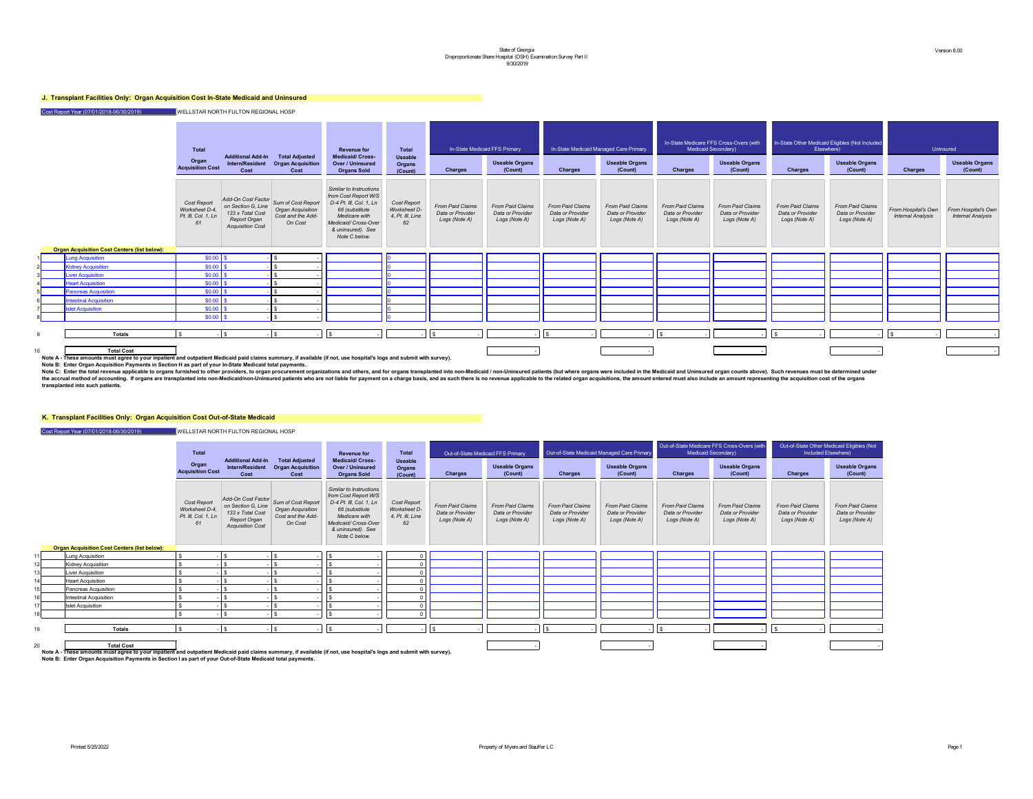State of Georgia
Disproportionate Share Hospital (DSH) Examination Survey Part II
9/30/2019

Version 8.00

## J. Transplant Facilities Only: Organ Acquisition Cost In-State Medicaid and Uninsured

Cost Report Year (07/01/2018-06/30/2019) WELLSTAR NORTH FULTON REGIONAL HOSP

| | | Total Organ Acquisition Cost | Additional Add-In Intern/Resident Cost | Total Adjusted Organ Acquisition Cost | Revenue for Medicaid/ Cross-Over / Uninsured Organs Sold | Total Useable Organs (Count) | In-State Medicaid FFS Primary | | In-State Medicaid Managed Care Primary | | In-State Medicare FFS Cross-Overs (with Medicaid Secondary) | | In-State Other Medicaid Eligibles (Not Included Elsewhere) | | Uninsured | |
|---|---|---|---|---|---|---|---|---|---|---|---|---|---|---|---|---|
| | | | | | | | Charges | Useable Organs (Count) | Charges | Useable Organs (Count) | Charges | Useable Organs (Count) | Charges | Useable Organs (Count) | Charges | Useable Organs (Count) |
| | | Cost Report Worksheet D-4, Pt. III, Col. 1, Ln 61 | Add-On Cost Factor on Section G, Line 133 x Total Cost Report Organ Acquisition Cost | Sum of Cost Report Organ Acquisition Cost and the Add-On Cost | Similar to Instructions from Cost Report W/S D-4 Pt. III, Col. 1, Ln 66 (substitute Medicare with Medicaid/ Cross-Over & uninsured). See Note C below. | Cost Report Worksheet D-4, Pt. III, Line 62 | From Paid Claims Data or Provider Logs (Note A) | From Paid Claims Data or Provider Logs (Note A) | From Paid Claims Data or Provider Logs (Note A) | From Paid Claims Data or Provider Logs (Note A) | From Paid Claims Data or Provider Logs (Note A) | From Paid Claims Data or Provider Logs (Note A) | From Paid Claims Data or Provider Logs (Note A) | From Paid Claims Data or Provider Logs (Note A) | From Hospital's Own Internal Analysis | From Hospital's Own Internal Analysis |
| | **Organ Acquisition Cost Centers (list below):** | | | | | | | | | | | | | | | |
| 1 | Lung Acquisition | $0.00 | $ - | $ - | | 0 | | | | | | | | | | |
| 2 | Kidney Acquisition | $0.00 | $ - | $ - | | 0 | | | | | | | | | | |
| 3 | Liver Acquisition | $0.00 | $ - | $ - | | 0 | | | | | | | | | | |
| 4 | Heart Acquisition | $0.00 | $ - | $ - | | 0 | | | | | | | | | | |
| 5 | Pancreas Acquisition | $0.00 | $ - | $ - | | 0 | | | | | | | | | | |
| 6 | Intestinal Acquisition | $0.00 | $ - | $ - | | 0 | | | | | | | | | | |
| 7 | Islet Acquisition | $0.00 | $ - | $ - | | 0 | | | | | | | | | | |
| 8 | | $0.00 | $ - | $ - | | 0 | | | | | | | | | | |
| 9 | **Totals** | $ - | $ - | $ - | $ - | - | $ - | - | $ - | - | $ - | - | $ - | - | $ - | - |
| 10 | **Total Cost** | | | | | | | - | | - | | - | | - | | - |

**Note A - These amounts must agree to your inpatient and outpatient Medicaid paid claims summary, if available (if not, use hospital's logs and submit with survey).**
**Note B: Enter Organ Acquisition Payments in Section H as part of your In-State Medicaid total payments.**
**Note C: Enter the total revenue applicable to organs furnished to other providers, to organ procurement organizations and others, and for organs transplanted into non-Medicaid / non-Uninsured patients (but where organs were included in the Medicaid and Uninsured organ counts above). Such revenues must be determined under the accrual method of accounting. If organs are transplanted into non-Medicaid/non-Uninsured patients who are not liable for payment on a charge basis, and as such there is no revenue applicable to the related organ acquisitions, the amount entered must also include an amount representing the acquisition cost of the organs transplanted into such patients.**

## K. Transplant Facilities Only: Organ Acquisition Cost Out-of-State Medicaid

Cost Report Year (07/01/2018-06/30/2019) WELLSTAR NORTH FULTON REGIONAL HOSP

| | | Total Organ Acquisition Cost | Additional Add-In Intern/Resident Cost | Total Adjusted Organ Acquisition Cost | Revenue for Medicaid/ Cross-Over / Uninsured Organs Sold | Total Useable Organs (Count) | Out-of-State Medicaid FFS Primary | | Out-of-State Medicaid Managed Care Primary | | Out-of-State Medicare FFS Cross-Overs (with Medicaid Secondary) | | Out-of-State Other Medicaid Eligibles (Not Included Elsewhere) | |
|---|---|---|---|---|---|---|---|---|---|---|---|---|---|---|
| | | | | | | | Charges | Useable Organs (Count) | Charges | Useable Organs (Count) | Charges | Useable Organs (Count) | Charges | Useable Organs (Count) |
| | | Cost Report Worksheet D-4, Pt. III, Col. 1, Ln 61 | Add-On Cost Factor on Section G, Line 133 x Total Cost Report Organ Acquisition Cost | Sum of Cost Report Organ Acquisition Cost and the Add-On Cost | Similar to Instructions from Cost Report W/S D-4 Pt. III, Col. 1, Ln 66 (substitute Medicare with Medicaid/ Cross-Over & uninsured). See Note C below. | Cost Report Worksheet D-4, Pt. III, Line 62 | From Paid Claims Data or Provider Logs (Note A) | From Paid Claims Data or Provider Logs (Note A) | From Paid Claims Data or Provider Logs (Note A) | From Paid Claims Data or Provider Logs (Note A) | From Paid Claims Data or Provider Logs (Note A) | From Paid Claims Data or Provider Logs (Note A) | From Paid Claims Data or Provider Logs (Note A) | From Paid Claims Data or Provider Logs (Note A) |
| | **Organ Acquisition Cost Centers (list below):** | | | | | | | | | | | | | |
| 11 | Lung Acquisition | $ - | $ - | $ - | $ - | 0 | | | | | | | | |
| 12 | Kidney Acquisition | $ - | $ - | $ - | $ - | 0 | | | | | | | | |
| 13 | Liver Acquisition | $ - | $ - | $ - | $ - | 0 | | | | | | | | |
| 14 | Heart Acquisition | $ - | $ - | $ - | $ - | 0 | | | | | | | | |
| 15 | Pancreas Acquisition | $ - | $ - | $ - | $ - | 0 | | | | | | | | |
| 16 | Intestinal Acquisition | $ - | $ - | $ - | $ - | 0 | | | | | | | | |
| 17 | Islet Acquisition | $ - | $ - | $ - | $ - | 0 | | | | | | | | |
| 18 | | $ - | $ - | $ - | $ - | 0 | | | | | | | | |
| 19 | **Totals** | $ - | $ - | $ - | $ - | - | $ - | - | $ - | - | $ - | - | $ - | - |
| 20 | **Total Cost** | | | | | | | - | | - | | - | | - |

**Note A - These amounts must agree to your inpatient and outpatient Medicaid paid claims summary, if available (if not, use hospital's logs and submit with survey).**
**Note B: Enter Organ Acquisition Payments in Section I as part of your Out-of-State Medicaid total payments.**

Printed 5/25/2022 Property of Myers and Stauffer LC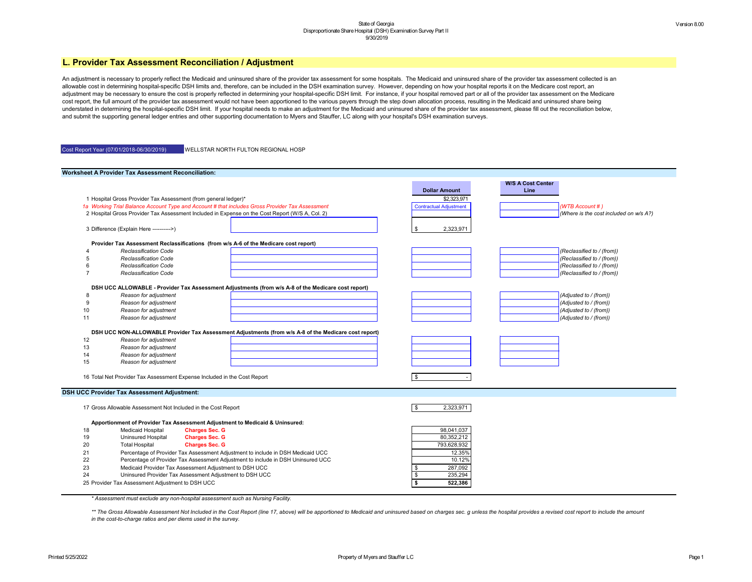State of Georgia
Disproportionate Share Hospital (DSH) Examination Survey Part II
9/30/2019

Version 8.00

## L. Provider Tax Assessment Reconciliation / Adjustment

An adjustment is necessary to properly reflect the Medicaid and uninsured share of the provider tax assessment for some hospitals. The Medicaid and uninsured share of the provider tax assessment collected is an allowable cost in determining hospital-specific DSH limits and, therefore, can be included in the DSH examination survey. However, depending on how your hospital reports it on the Medicare cost report, an adjustment may be necessary to ensure the cost is properly reflected in determining your hospital-specific DSH limit. For instance, if your hospital removed part or all of the provider tax assessment on the Medicare cost report, the full amount of the provider tax assessment would not have been apportioned to the various payers through the step down allocation process, resulting in the Medicaid and uninsured share being understated in determining the hospital-specific DSH limit. If your hospital needs to make an adjustment for the Medicaid and uninsured share of the provider tax assessment, please fill out the reconciliation below, and submit the supporting general ledger entries and other supporting documentation to Myers and Stauffer, LC along with your hospital's DSH examination surveys.

Cost Report Year (07/01/2018-06/30/2019) WELLSTAR NORTH FULTON REGIONAL HOSP

### Worksheet A Provider Tax Assessment Reconciliation:

| Line | Description | | Dollar Amount | W/S A Cost Center Line | |
|---|---|---|---|---|---|
| 1 | Hospital Gross Provider Tax Assessment (from general ledger)* | | $2,323,971 | | |
| 1a | *Working Trial Balance Account Type and Account # that includes Gross Provider Tax Assessment* | | Contractual Adjustment | | *(WTB Account # )* |
| 2 | Hospital Gross Provider Tax Assessment Included in Expense on the Cost Report (W/S A, Col. 2) | | | | *(Where is the cost included on w/s A?)* |
| 3 | Difference (Explain Here ---------->) | | $ 2,323,971 | | |
| | **Provider Tax Assessment Reclassifications (from w/s A-6 of the Medicare cost report)** | | | | |
| 4 | *Reclassification Code* | | | | *(Reclassified to / (from))* |
| 5 | *Reclassification Code* | | | | *(Reclassified to / (from))* |
| 6 | *Reclassification Code* | | | | *(Reclassified to / (from))* |
| 7 | *Reclassification Code* | | | | *(Reclassified to / (from))* |
| | **DSH UCC ALLOWABLE - Provider Tax Assessment Adjustments (from w/s A-8 of the Medicare cost report)** | | | | |
| 8 | *Reason for adjustment* | | | | *(Adjusted to / (from))* |
| 9 | *Reason for adjustment* | | | | *(Adjusted to / (from))* |
| 10 | *Reason for adjustment* | | | | *(Adjusted to / (from))* |
| 11 | *Reason for adjustment* | | | | *(Adjusted to / (from))* |
| | **DSH UCC NON-ALLOWABLE Provider Tax Assessment Adjustments (from w/s A-8 of the Medicare cost report)** | | | | |
| 12 | *Reason for adjustment* | | | | |
| 13 | *Reason for adjustment* | | | | |
| 14 | *Reason for adjustment* | | | | |
| 15 | *Reason for adjustment* | | | | |
| 16 | Total Net Provider Tax Assessment Expense Included in the Cost Report | | $ - | | |

### DSH UCC Provider Tax Assessment Adjustment:

| Line | Description | | Amount |
|---|---|---|---|
| 17 | Gross Allowable Assessment Not Included in the Cost Report | | $ 2,323,971 |
| | **Apportionment of Provider Tax Assessment Adjustment to Medicaid & Uninsured:** | | |
| 18 | Medicaid Hospital | **Charges Sec. G** | 98,041,037 |
| 19 | Uninsured Hospital | **Charges Sec. G** | 80,352,212 |
| 20 | Total Hospital | **Charges Sec. G** | 793,628,932 |
| 21 | Percentage of Provider Tax Assessment Adjustment to include in DSH Medicaid UCC | | 12.35% |
| 22 | Percentage of Provider Tax Assessment Adjustment to include in DSH Uninsured UCC | | 10.12% |
| 23 | Medicaid Provider Tax Assessment Adjustment to DSH UCC | | $ 287,092 |
| 24 | Uninsured Provider Tax Assessment Adjustment to DSH UCC | | $ 235,294 |
| 25 | Provider Tax Assessment Adjustment to DSH UCC | | **$ 522,386** |

*\* Assessment must exclude any non-hospital assessment such as Nursing Facility.*

*\*\* The Gross Allowable Assessment Not Included in the Cost Report (line 17, above) will be apportioned to Medicaid and uninsured based on charges sec. g unless the hospital provides a revised cost report to include the amount in the cost-to-charge ratios and per diems used in the survey.*

Printed 5/25/2022 Property of Myers and Stauffer LC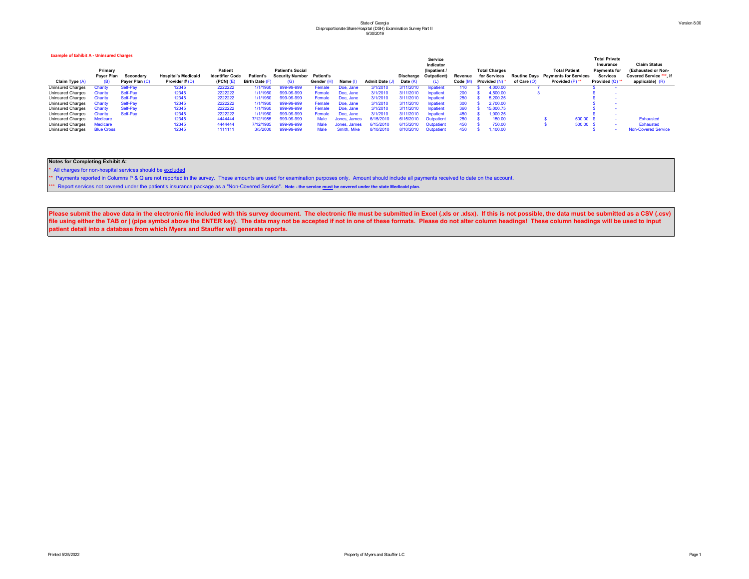State of Georgia
Disproportionate Share Hospital (DSH) Examination Survey Part II
9/30/2019

Version 8.00

**Example of Exhibit A - Uninsured Charges**

| Claim Type (A) | Primary Payer Plan (B) | Secondary Payer Plan (C) | Hospital's Medicaid Provider # (D) | Patient Identifier Code (PCN) (E) | Patient's Birth Date (F) | Patient's Social Security Number (G) | Patient's Gender (H) | Name (I) | Admit Date (J) | Discharge Date (K) | Service Indicator (Inpatient / Outpatient) (L) | Revenue Code (M) | Total Charges for Services Provided (N) * | Routine Days of Care (O) | Total Patient Payments for Services Provided (P) ** | Total Private Insurance Payments for Services Provided (Q) ** | Claim Status (Exhausted or Non-Covered Service ***, if applicable) (R) |
|---|---|---|---|---|---|---|---|---|---|---|---|---|---|---|---|---|---|
| Uninsured Charges | Charity | Self-Pay | 12345 | 2222222 | 1/1/1960 | 999-99-999 | Female | Doe, Jane | 3/1/2010 | 3/11/2010 | Inpatient | 110 | $ 4,000.00 | 7 | | $ - | |
| Uninsured Charges | Charity | Self-Pay | 12345 | 2222222 | 1/1/1960 | 999-99-999 | Female | Doe, Jane | 3/1/2010 | 3/11/2010 | Inpatient | 200 | $ 4,500.00 | 3 | | $ - | |
| Uninsured Charges | Charity | Self-Pay | 12345 | 2222222 | 1/1/1960 | 999-99-999 | Female | Doe, Jane | 3/1/2010 | 3/11/2010 | Inpatient | 250 | $ 5,200.25 | | | $ - | |
| Uninsured Charges | Charity | Self-Pay | 12345 | 2222222 | 1/1/1960 | 999-99-999 | Female | Doe, Jane | 3/1/2010 | 3/11/2010 | Inpatient | 300 | $ 2,700.00 | | | $ - | |
| Uninsured Charges | Charity | Self-Pay | 12345 | 2222222 | 1/1/1960 | 999-99-999 | Female | Doe, Jane | 3/1/2010 | 3/11/2010 | Inpatient | 360 | $ 15,000.75 | | | $ - | |
| Uninsured Charges | Charity | Self-Pay | 12345 | 2222222 | 1/1/1960 | 999-99-999 | Female | Doe, Jane | 3/1/2010 | 3/11/2010 | Inpatient | 450 | $ 1,000.25 | | | $ - | |
| Uninsured Charges | Medicare | | 12345 | 4444444 | 7/12/1985 | 999-99-999 | Male | Jones, James | 6/15/2010 | 6/15/2010 | Outpatient | 250 | $ 150.00 | | $ 500.00 | $ - | Exhausted |
| Uninsured Charges | Medicare | | 12345 | 4444444 | 7/12/1985 | 999-99-999 | Male | Jones, James | 6/15/2010 | 6/15/2010 | Outpatient | 450 | $ 750.00 | | $ 500.00 | $ - | Exhausted |
| Uninsured Charges | Blue Cross | | 12345 | 1111111 | 3/5/2000 | 999-99-999 | Male | Smith, Mike | 8/10/2010 | 8/10/2010 | Outpatient | 450 | $ 1,100.00 | | | $ - | Non-Covered Service |

**Notes for Completing Exhibit A:**

* All charges for non-hospital services should be excluded.

** Payments reported in Columns P & Q are not reported in the survey. These amounts are used for examination purposes only. Amount should include all payments received to date on the account.

*** Report services not covered under the patient's insurance package as a "Non-Covered Service". **Note - the service must be covered under the state Medicaid plan.**

**Please submit the above data in the electronic file included with this survey document. The electronic file must be submitted in Excel (.xls or .xlsx). If this is not possible, the data must be submitted as a CSV (.csv) file using either the TAB or | (pipe symbol above the ENTER key). The data may not be accepted if not in one of these formats. Please do not alter column headings! These column headings will be used to input patient detail into a database from which Myers and Stauffer will generate reports.**

Printed 5/25/2022 — Property of Myers and Stauffer LC